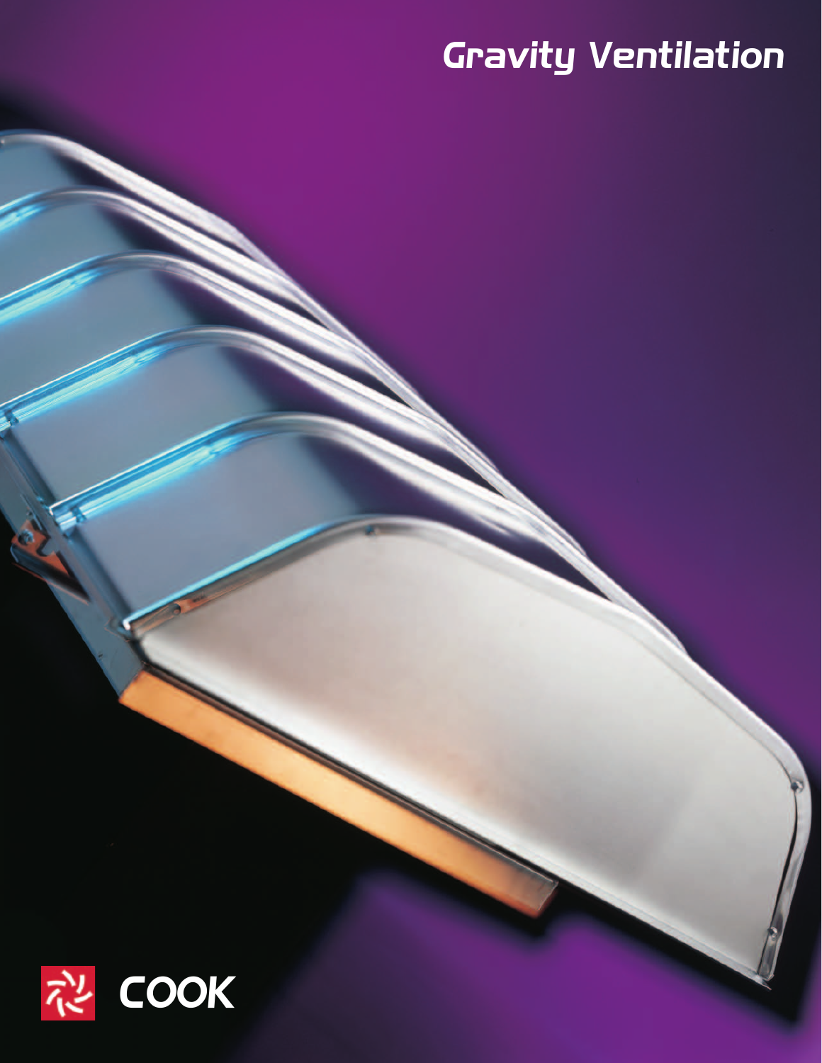# Gravity Ventilation

COOK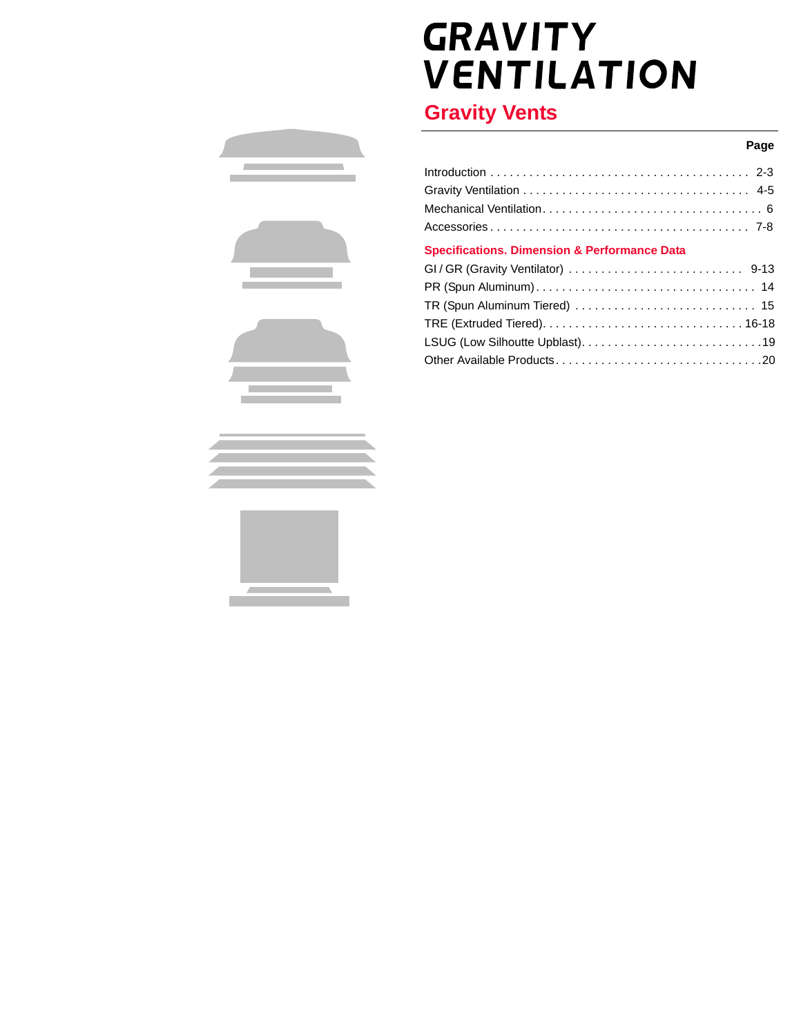# GRAVITY VENTILATION

## Gravity Vents

| | Page |
|---|---|
| Introduction | 2-3 |
| Gravity Ventilation | 4-5 |
| Mechanical Ventilation | 6 |
| Accessories | 7-8 |
| **Specifications. Dimension & Performance Data** | |
| GI / GR (Gravity Ventilator) | 9-13 |
| PR (Spun Aluminum) | 14 |
| TR (Spun Aluminum Tiered) | 15 |
| TRE (Extruded Tiered) | 16-18 |
| LSUG (Low Silhoutte Upblast) | 19 |
| Other Available Products | 20 |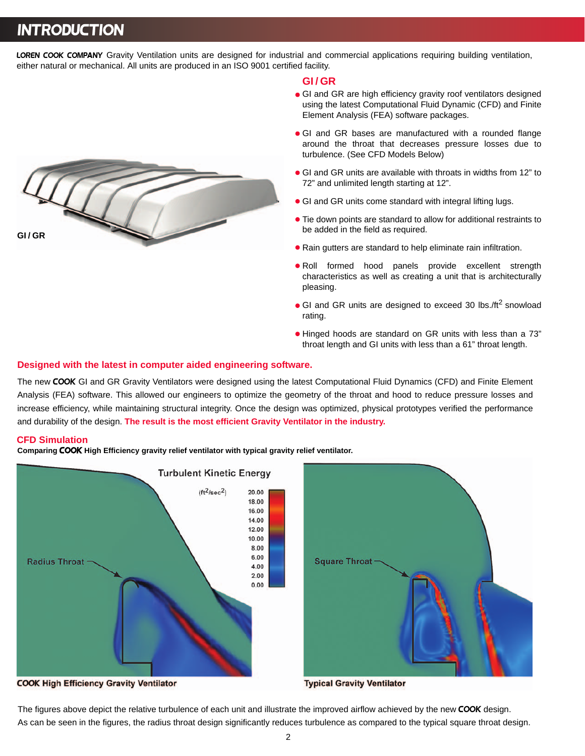# INTRODUCTION

**LOREN COOK COMPANY** Gravity Ventilation units are designed for industrial and commercial applications requiring building ventilation, either natural or mechanical. All units are produced in an ISO 9001 certified facility.

GI / GR

## GI / GR

- GI and GR are high efficiency gravity roof ventilators designed using the latest Computational Fluid Dynamic (CFD) and Finite Element Analysis (FEA) software packages.
- GI and GR bases are manufactured with a rounded flange around the throat that decreases pressure losses due to turbulence. (See CFD Models Below)
- GI and GR units are available with throats in widths from 12" to 72" and unlimited length starting at 12".
- GI and GR units come standard with integral lifting lugs.
- Tie down points are standard to allow for additional restraints to be added in the field as required.
- Rain gutters are standard to help eliminate rain infiltration.
- Roll formed hood panels provide excellent strength characteristics as well as creating a unit that is architecturally pleasing.
- GI and GR units are designed to exceed 30 lbs./ft$^2$ snowload rating.
- Hinged hoods are standard on GR units with less than a 73" throat length and GI units with less than a 61" throat length.

## Designed with the latest in computer aided engineering software.

The new **COOK** GI and GR Gravity Ventilators were designed using the latest Computational Fluid Dynamics (CFD) and Finite Element Analysis (FEA) software. This allowed our engineers to optimize the geometry of the throat and hood to reduce pressure losses and increase efficiency, while maintaining structural integrity. Once the design was optimized, physical prototypes verified the performance and durability of the design. **The result is the most efficient Gravity Ventilator in the industry.**

## CFD Simulation

**Comparing COOK High Efficiency gravity relief ventilator with typical gravity relief ventilator.**

Turbulent Kinetic Energy ($ft^2/sec^2$)

20.00, 18.00, 16.00, 14.00, 12.00, 10.00, 8.00, 6.00, 4.00, 2.00, 0.00

Radius Throat

**COOK High Efficiency Gravity Ventilator**

Square Throat

**Typical Gravity Ventilator**

The figures above depict the relative turbulence of each unit and illustrate the improved airflow achieved by the new **COOK** design. As can be seen in the figures, the radius throat design significantly reduces turbulence as compared to the typical square throat design.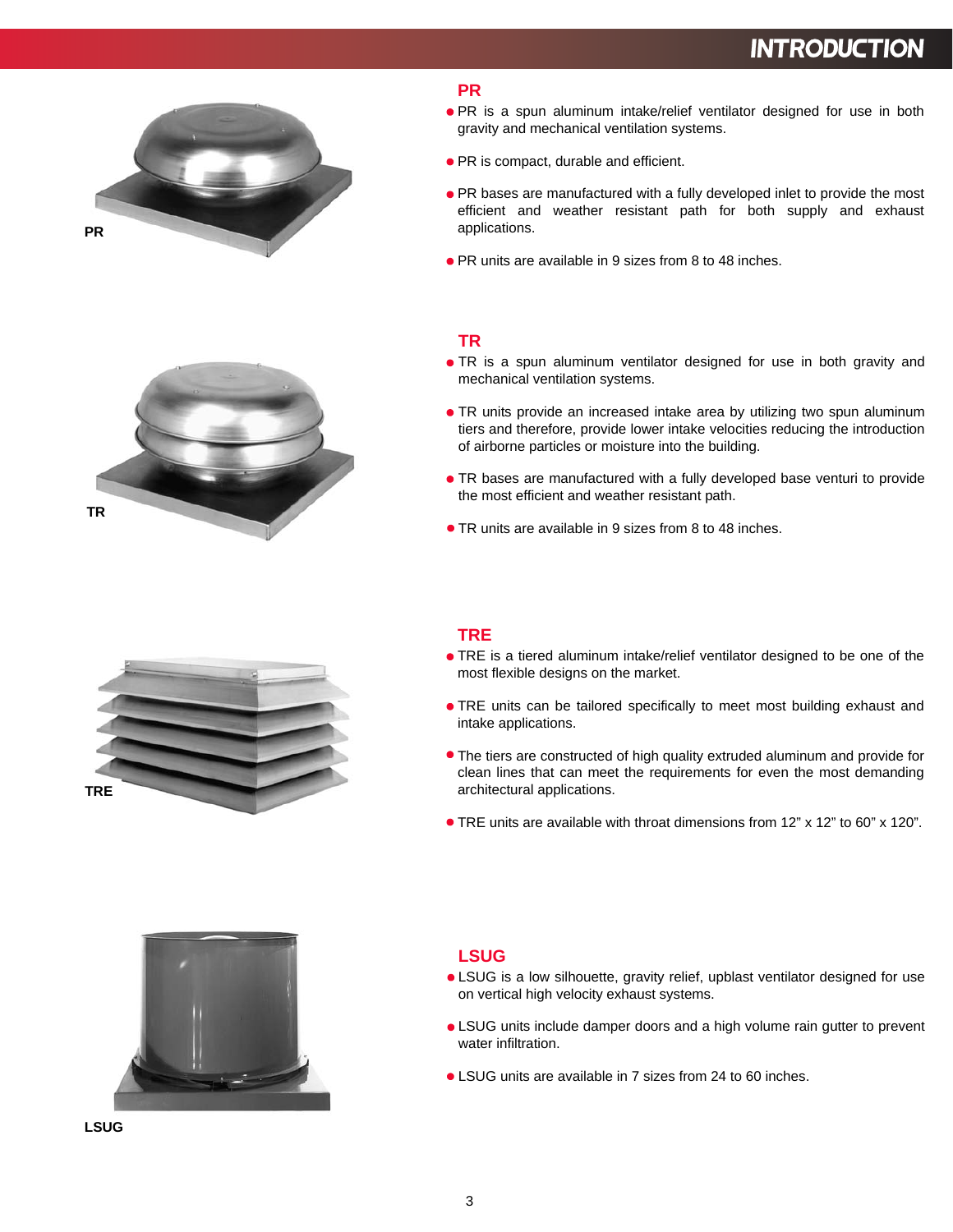# INTRODUCTION

PR

## PR

- PR is a spun aluminum intake/relief ventilator designed for use in both gravity and mechanical ventilation systems.
- PR is compact, durable and efficient.
- PR bases are manufactured with a fully developed inlet to provide the most efficient and weather resistant path for both supply and exhaust applications.
- PR units are available in 9 sizes from 8 to 48 inches.

TR

## TR

- TR is a spun aluminum ventilator designed for use in both gravity and mechanical ventilation systems.
- TR units provide an increased intake area by utilizing two spun aluminum tiers and therefore, provide lower intake velocities reducing the introduction of airborne particles or moisture into the building.
- TR bases are manufactured with a fully developed base venturi to provide the most efficient and weather resistant path.
- TR units are available in 9 sizes from 8 to 48 inches.

TRE

## TRE

- TRE is a tiered aluminum intake/relief ventilator designed to be one of the most flexible designs on the market.
- TRE units can be tailored specifically to meet most building exhaust and intake applications.
- The tiers are constructed of high quality extruded aluminum and provide for clean lines that can meet the requirements for even the most demanding architectural applications.
- TRE units are available with throat dimensions from 12" x 12" to 60" x 120".

LSUG

## LSUG

- LSUG is a low silhouette, gravity relief, upblast ventilator designed for use on vertical high velocity exhaust systems.
- LSUG units include damper doors and a high volume rain gutter to prevent water infiltration.
- LSUG units are available in 7 sizes from 24 to 60 inches.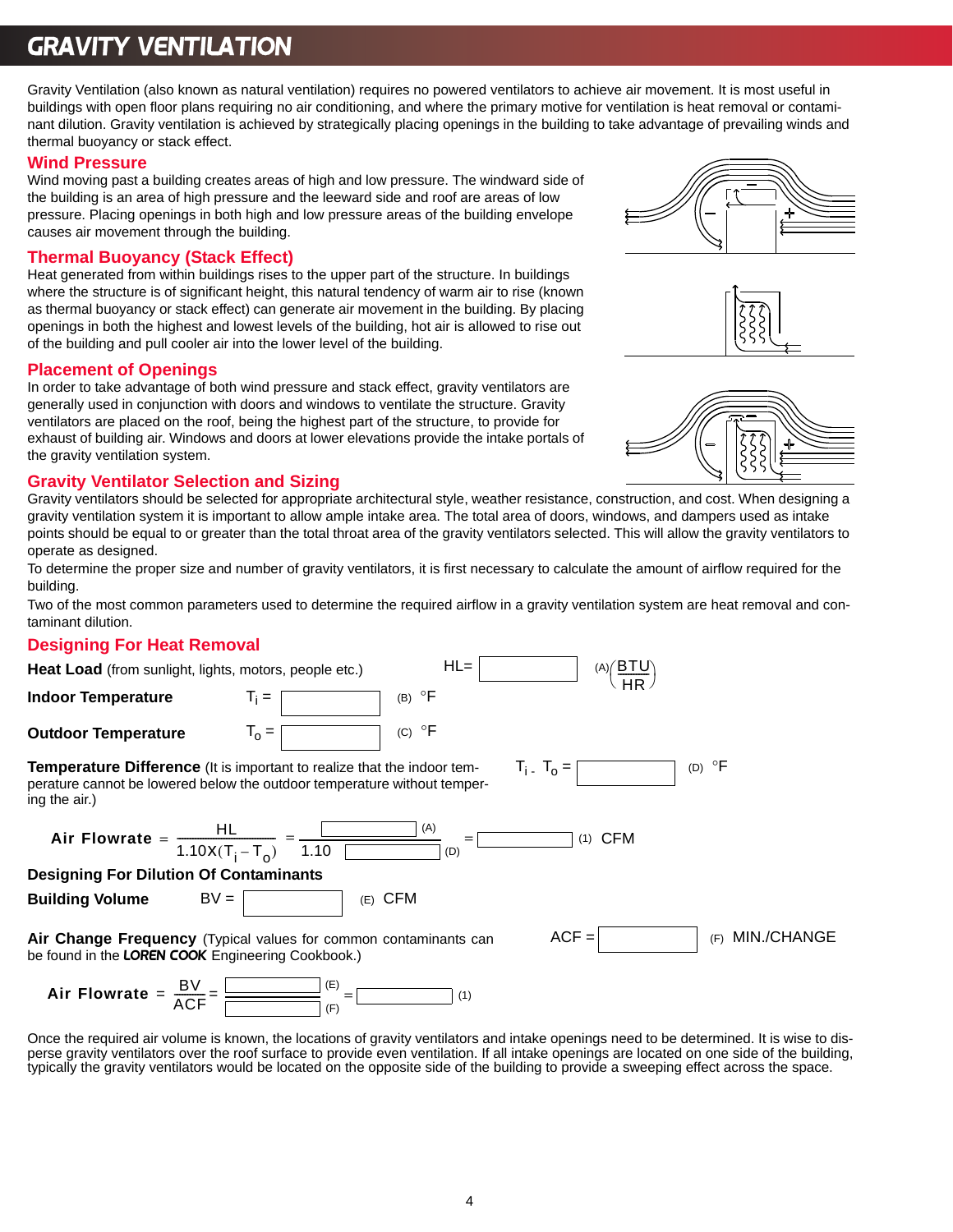# GRAVITY VENTILATION

Gravity Ventilation (also known as natural ventilation) requires no powered ventilators to achieve air movement. It is most useful in buildings with open floor plans requiring no air conditioning, and where the primary motive for ventilation is heat removal or contaminant dilution. Gravity ventilation is achieved by strategically placing openings in the building to take advantage of prevailing winds and thermal buoyancy or stack effect.

## Wind Pressure

Wind moving past a building creates areas of high and low pressure. The windward side of the building is an area of high pressure and the leeward side and roof are areas of low pressure. Placing openings in both high and low pressure areas of the building envelope causes air movement through the building.

## Thermal Buoyancy (Stack Effect)

Heat generated from within buildings rises to the upper part of the structure. In buildings where the structure is of significant height, this natural tendency of warm air to rise (known as thermal buoyancy or stack effect) can generate air movement in the building. By placing openings in both the highest and lowest levels of the building, hot air is allowed to rise out of the building and pull cooler air into the lower level of the building.

## Placement of Openings

In order to take advantage of both wind pressure and stack effect, gravity ventilators are generally used in conjunction with doors and windows to ventilate the structure. Gravity ventilators are placed on the roof, being the highest part of the structure, to provide for exhaust of building air. Windows and doors at lower elevations provide the intake portals of the gravity ventilation system.

## Gravity Ventilator Selection and Sizing

Gravity ventilators should be selected for appropriate architectural style, weather resistance, construction, and cost. When designing a gravity ventilation system it is important to allow ample intake area. The total area of doors, windows, and dampers used as intake points should be equal to or greater than the total throat area of the gravity ventilators selected. This will allow the gravity ventilators to operate as designed.

To determine the proper size and number of gravity ventilators, it is first necessary to calculate the amount of airflow required for the building.

Two of the most common parameters used to determine the required airflow in a gravity ventilation system are heat removal and contaminant dilution.

## Designing For Heat Removal

**Heat Load** (from sunlight, lights, motors, people etc.) HL= \_\_\_\_\_\_ (A) $\left(\frac{BTU}{HR}\right)$

**Indoor Temperature** $T_i$ = \_\_\_\_\_\_ (B) °F

**Outdoor Temperature** $T_o$ = \_\_\_\_\_\_ (C) °F

**Temperature Difference** (It is important to realize that the indoor temperature cannot be lowered below the outdoor temperature without tempering the air.) $T_i - T_o$ = \_\_\_\_\_\_ (D) °F

$$\textbf{Air Flowrate} = \frac{HL}{1.10X(T_i - T_o)} = \frac{\_\_\_\_\_\_ \text{(A)}}{1.10 \; \_\_\_\_\_\_ \text{(D)}} = \_\_\_\_\_\_ \text{(1) CFM}$$

## Designing For Dilution Of Contaminants

**Building Volume** BV = \_\_\_\_\_\_ (E) CFM

**Air Change Frequency** (Typical values for common contaminants can be found in the ***LOREN COOK*** Engineering Cookbook.) ACF = \_\_\_\_\_\_ (F) MIN./CHANGE

$$\textbf{Air Flowrate} = \frac{BV}{ACF} = \frac{\_\_\_\_\_\_ \text{(E)}}{\_\_\_\_\_\_ \text{(F)}} = \_\_\_\_\_\_ \text{(1)}$$

Once the required air volume is known, the locations of gravity ventilators and intake openings need to be determined. It is wise to disperse gravity ventilators over the roof surface to provide even ventilation. If all intake openings are located on one side of the building, typically the gravity ventilators would be located on the opposite side of the building to provide a sweeping effect across the space.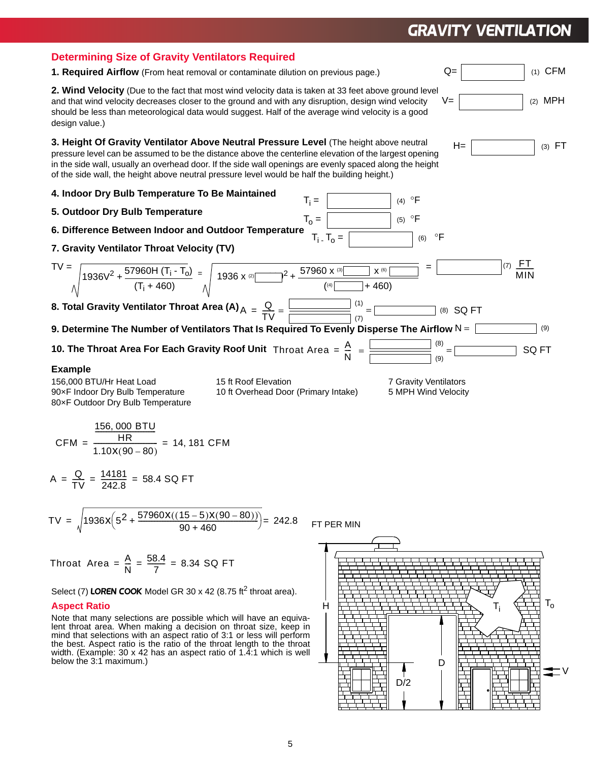# GRAVITY VENTILATION

## Determining Size of Gravity Ventilators Required

**1. Required Airflow** (From heat removal or contaminate dilution on previous page.) Q= ______ (1) CFM

**2. Wind Velocity** (Due to the fact that most wind velocity data is taken at 33 feet above ground level and that wind velocity decreases closer to the ground and with any disruption, design wind velocity should be less than meteorological data would suggest. Half of the average wind velocity is a good design value.) V= ______ (2) MPH

**3. Height Of Gravity Ventilator Above Neutral Pressure Level** (The height above neutral pressure level can be assumed to be the distance above the centerline elevation of the largest opening in the side wall, usually an overhead door. If the side wall openings are evenly spaced along the height of the side wall, the height above neutral pressure level would be half the building height.) H= ______ (3) FT

**4. Indoor Dry Bulb Temperature To Be Maintained** $T_i$ = ______ (4) °F

**5. Outdoor Dry Bulb Temperature** $T_o$ = ______ (5) °F

**6. Difference Between Indoor and Outdoor Temperature** $T_i - T_o$ = ______ (6) °F

**7. Gravity Ventilator Throat Velocity (TV)**

$$TV = \sqrt{1936V^2 + \frac{57960H\,(T_i - T_o)}{(T_i + 460)}} = \sqrt{1936 \times {}^{(2)}\_\_\_^2 + \frac{57960 \times {}^{(3)}\_\_\_ \times {}^{(6)}\_\_\_}{({}^{(4)}\_\_\_ + 460)}} = \_\_\_\_ {}^{(7)}\ \frac{FT}{MIN}$$

**8. Total Gravity Ventilator Throat Area (A)** $A = \frac{Q}{TV} = \frac{\_\_\_(1)}{\_\_\_(7)} = \_\_\_(8)$ SQ FT

**9. Determine The Number of Ventilators That Is Required To Evenly Disperse The Airflow** N = ______ (9)

**10. The Throat Area For Each Gravity Roof Unit** $\text{Throat Area} = \frac{A}{N} = \frac{\_\_\_(8)}{\_\_\_(9)} = \_\_\_$ SQ FT

### Example

156,000 BTU/Hr Heat Load
90×F Indoor Dry Bulb Temperature
80×F Outdoor Dry Bulb Temperature

15 ft Roof Elevation
10 ft Overhead Door (Primary Intake)

7 Gravity Ventilators
5 MPH Wind Velocity

$$CFM = \frac{\frac{156,000\ BTU}{HR}}{1.10 \times (90 - 80)} = 14,181\ CFM$$

$$A = \frac{Q}{TV} = \frac{14181}{242.8} = 58.4\ SQ\ FT$$

$$TV = \sqrt{1936 \times \left(5^2 + \frac{57960 \times ((15-5) \times (90-80))}{90 + 460}\right)} = 242.8\ \text{FT PER MIN}$$

$$\text{Throat Area} = \frac{A}{N} = \frac{58.4}{7} = 8.34\ SQ\ FT$$

Select (7) ***LOREN COOK*** Model GR 30 x 42 (8.75 $ft^2$ throat area).

### Aspect Ratio

Note that many selections are possible which will have an equivalent throat area. When making a decision on throat size, keep in mind that selections with an aspect ratio of 3:1 or less will perform the best. Aspect ratio is the ratio of the throat length to the throat width. (Example: 30 x 42 has an aspect ratio of 1.4:1 which is well below the 3:1 maximum.)

H
$T_i$
$T_o$
D
D/2
V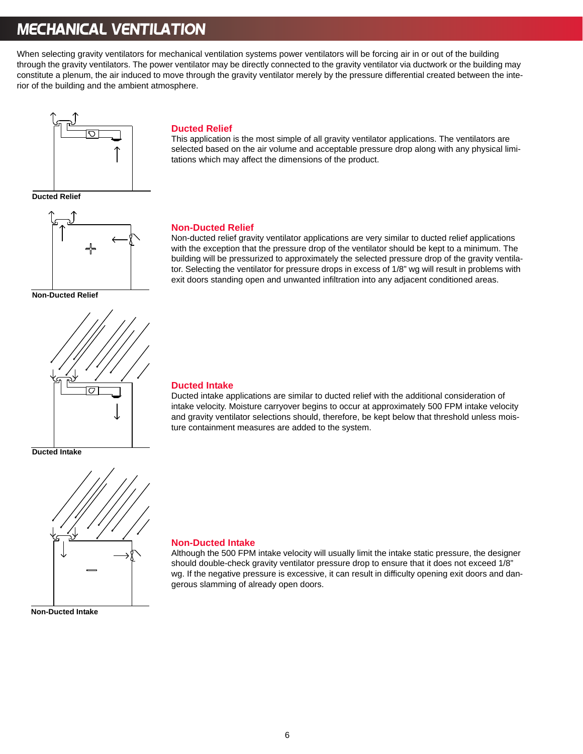# MECHANICAL VENTILATION

When selecting gravity ventilators for mechanical ventilation systems power ventilators will be forcing air in or out of the building through the gravity ventilators. The power ventilator may be directly connected to the gravity ventilator via ductwork or the building may constitute a plenum, the air induced to move through the gravity ventilator merely by the pressure differential created between the interior of the building and the ambient atmosphere.

Ducted Relief

## Ducted Relief

This application is the most simple of all gravity ventilator applications. The ventilators are selected based on the air volume and acceptable pressure drop along with any physical limitations which may affect the dimensions of the product.

Non-Ducted Relief

## Non-Ducted Relief

Non-ducted relief gravity ventilator applications are very similar to ducted relief applications with the exception that the pressure drop of the ventilator should be kept to a minimum. The building will be pressurized to approximately the selected pressure drop of the gravity ventilator. Selecting the ventilator for pressure drops in excess of 1/8" wg will result in problems with exit doors standing open and unwanted infiltration into any adjacent conditioned areas.

Ducted Intake

## Ducted Intake

Ducted intake applications are similar to ducted relief with the additional consideration of intake velocity. Moisture carryover begins to occur at approximately 500 FPM intake velocity and gravity ventilator selections should, therefore, be kept below that threshold unless moisture containment measures are added to the system.

Non-Ducted Intake

## Non-Ducted Intake

Although the 500 FPM intake velocity will usually limit the intake static pressure, the designer should double-check gravity ventilator pressure drop to ensure that it does not exceed 1/8" wg. If the negative pressure is excessive, it can result in difficulty opening exit doors and dangerous slamming of already open doors.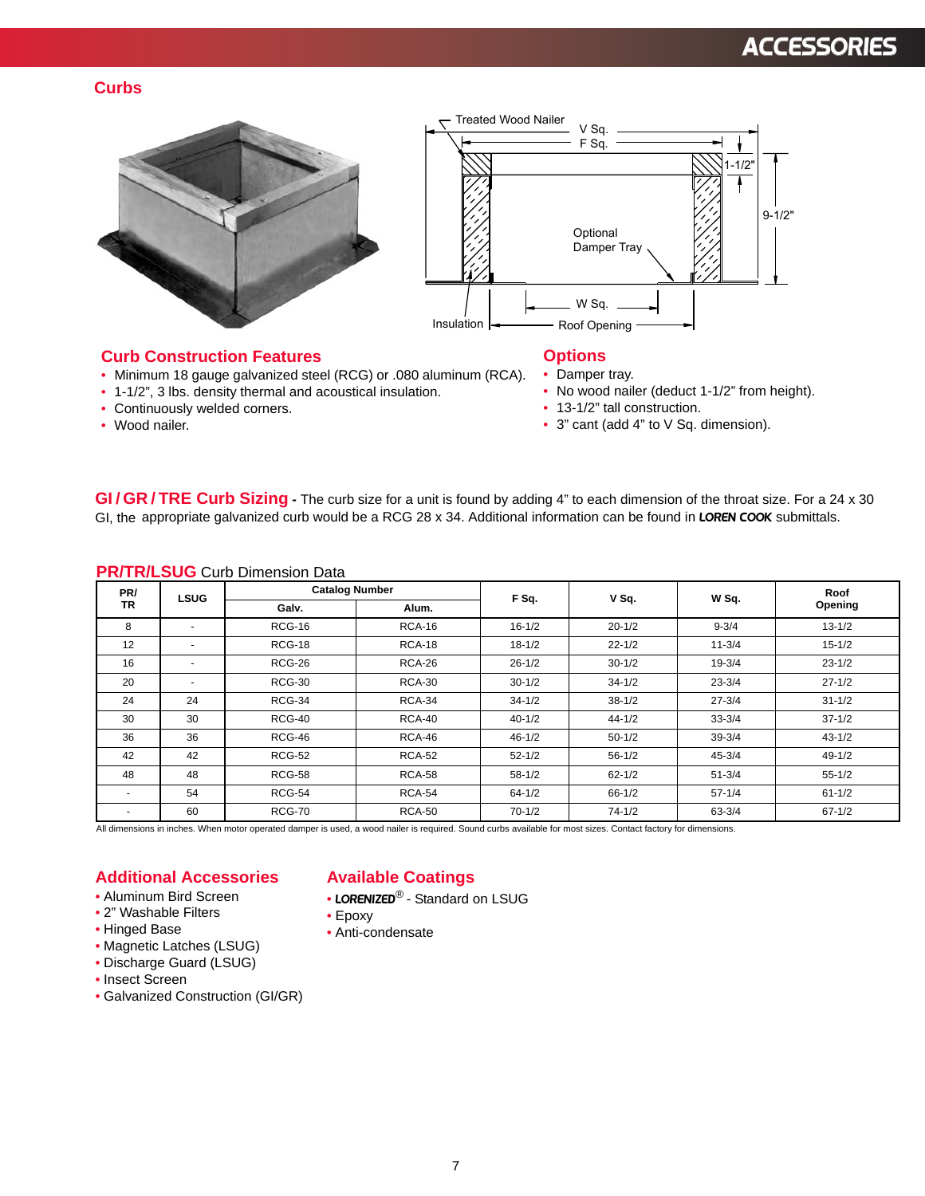# ACCESSORIES

## Curbs

Treated Wood Nailer
V Sq.
F Sq.
1-1/2"
9-1/2"
Optional Damper Tray
W Sq.
Insulation
Roof Opening

### Curb Construction Features

- Minimum 18 gauge galvanized steel (RCG) or .080 aluminum (RCA).
- 1-1/2", 3 lbs. density thermal and acoustical insulation.
- Continuously welded corners.
- Wood nailer.

### Options

- Damper tray.
- No wood nailer (deduct 1-1/2" from height).
- 13-1/2" tall construction.
- 3" cant (add 4" to V Sq. dimension).

**GI / GR / TRE Curb Sizing -** The curb size for a unit is found by adding 4" to each dimension of the throat size. For a 24 x 30 GI, the appropriate galvanized curb would be a RCG 28 x 34. Additional information can be found in ***LOREN COOK*** submittals.

### PR/TR/LSUG Curb Dimension Data

| PR/ TR | LSUG | Catalog Number | | F Sq. | V Sq. | W Sq. | Roof Opening |
|---|---|---|---|---|---|---|---|
| | | Galv. | Alum. | | | | |
| 8 | - | RCG-16 | RCA-16 | 16-1/2 | 20-1/2 | 9-3/4 | 13-1/2 |
| 12 | - | RCG-18 | RCA-18 | 18-1/2 | 22-1/2 | 11-3/4 | 15-1/2 |
| 16 | - | RCG-26 | RCA-26 | 26-1/2 | 30-1/2 | 19-3/4 | 23-1/2 |
| 20 | - | RCG-30 | RCA-30 | 30-1/2 | 34-1/2 | 23-3/4 | 27-1/2 |
| 24 | 24 | RCG-34 | RCA-34 | 34-1/2 | 38-1/2 | 27-3/4 | 31-1/2 |
| 30 | 30 | RCG-40 | RCA-40 | 40-1/2 | 44-1/2 | 33-3/4 | 37-1/2 |
| 36 | 36 | RCG-46 | RCA-46 | 46-1/2 | 50-1/2 | 39-3/4 | 43-1/2 |
| 42 | 42 | RCG-52 | RCA-52 | 52-1/2 | 56-1/2 | 45-3/4 | 49-1/2 |
| 48 | 48 | RCG-58 | RCA-58 | 58-1/2 | 62-1/2 | 51-3/4 | 55-1/2 |
| - | 54 | RCG-54 | RCA-54 | 64-1/2 | 66-1/2 | 57-1/4 | 61-1/2 |
| - | 60 | RCG-70 | RCA-50 | 70-1/2 | 74-1/2 | 63-3/4 | 67-1/2 |

All dimensions in inches. When motor operated damper is used, a wood nailer is required. Sound curbs available for most sizes. Contact factory for dimensions.

### Additional Accessories

- Aluminum Bird Screen
- 2" Washable Filters
- Hinged Base
- Magnetic Latches (LSUG)
- Discharge Guard (LSUG)
- Insect Screen
- Galvanized Construction (GI/GR)

### Available Coatings

- ***LORENIZED***® - Standard on LSUG
- Epoxy
- Anti-condensate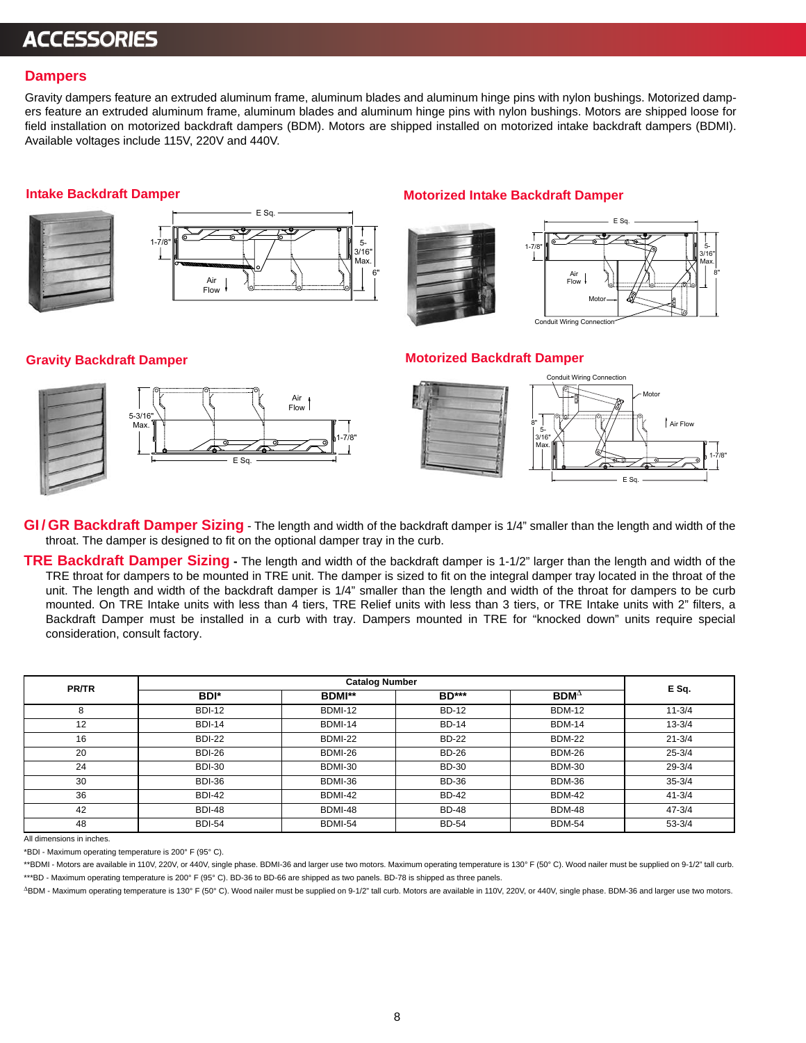# ACCESSORIES

## Dampers

Gravity dampers feature an extruded aluminum frame, aluminum blades and aluminum hinge pins with nylon bushings. Motorized dampers feature an extruded aluminum frame, aluminum blades and aluminum hinge pins with nylon bushings. Motors are shipped loose for field installation on motorized backdraft dampers (BDM). Motors are shipped installed on motorized intake backdraft dampers (BDMI). Available voltages include 115V, 220V and 440V.

### Intake Backdraft Damper

E Sq.
1-7/8"
5-3/16" Max.
6"
Air Flow

### Motorized Intake Backdraft Damper

E Sq.
1-7/8"
5-3/16" Max.
8"
Air Flow
Motor
Conduit Wiring Connection

### Gravity Backdraft Damper

Air Flow
5-3/16" Max.
1-7/8"
E Sq.

### Motorized Backdraft Damper

Conduit Wiring Connection
Motor
8"
5-3/16" Max.
Air Flow
1-7/8"
E Sq.

**GI / GR Backdraft Damper Sizing** - The length and width of the backdraft damper is 1/4" smaller than the length and width of the throat. The damper is designed to fit on the optional damper tray in the curb.

**TRE Backdraft Damper Sizing** - The length and width of the backdraft damper is 1-1/2" larger than the length and width of the TRE throat for dampers to be mounted in TRE unit. The damper is sized to fit on the integral damper tray located in the throat of the unit. The length and width of the backdraft damper is 1/4" smaller than the length and width of the throat for dampers to be curb mounted. On TRE Intake units with less than 4 tiers, TRE Relief units with less than 3 tiers, or TRE Intake units with 2" filters, a Backdraft Damper must be installed in a curb with tray. Dampers mounted in TRE for "knocked down" units require special consideration, consult factory.

| PR/TR | Catalog Number | | | | E Sq. |
|---|---|---|---|---|---|
| | BDI* | BDMI** | BD*** | BDM^Δ | |
| 8 | BDI-12 | BDMI-12 | BD-12 | BDM-12 | 11-3/4 |
| 12 | BDI-14 | BDMI-14 | BD-14 | BDM-14 | 13-3/4 |
| 16 | BDI-22 | BDMI-22 | BD-22 | BDM-22 | 21-3/4 |
| 20 | BDI-26 | BDMI-26 | BD-26 | BDM-26 | 25-3/4 |
| 24 | BDI-30 | BDMI-30 | BD-30 | BDM-30 | 29-3/4 |
| 30 | BDI-36 | BDMI-36 | BD-36 | BDM-36 | 35-3/4 |
| 36 | BDI-42 | BDMI-42 | BD-42 | BDM-42 | 41-3/4 |
| 42 | BDI-48 | BDMI-48 | BD-48 | BDM-48 | 47-3/4 |
| 48 | BDI-54 | BDMI-54 | BD-54 | BDM-54 | 53-3/4 |

All dimensions in inches.

*BDI - Maximum operating temperature is 200° F (95° C).

**BDMI - Motors are available in 110V, 220V, or 440V, single phase. BDMI-36 and larger use two motors. Maximum operating temperature is 130° F (50° C). Wood nailer must be supplied on 9-1/2" tall curb.

***BD - Maximum operating temperature is 200° F (95° C). BD-36 to BD-66 are shipped as two panels. BD-78 is shipped as three panels.

ΔBDM - Maximum operating temperature is 130° F (50° C). Wood nailer must be supplied on 9-1/2" tall curb. Motors are available in 110V, 220V, or 440V, single phase. BDM-36 and larger use two motors.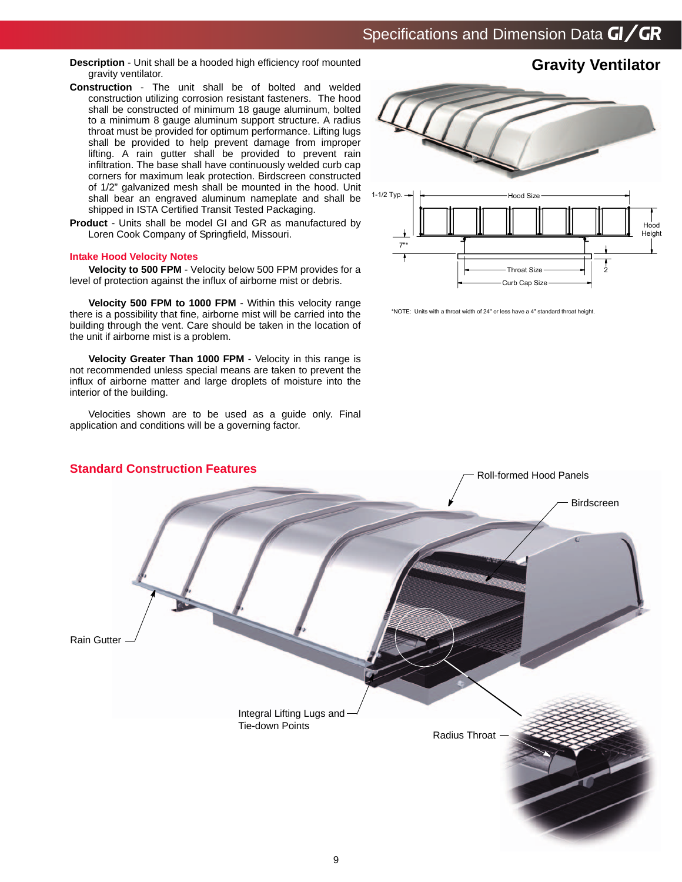# Gravity Ventilator

**Description** - Unit shall be a hooded high efficiency roof mounted gravity ventilator.

**Construction** - The unit shall be of bolted and welded construction utilizing corrosion resistant fasteners. The hood shall be constructed of minimum 18 gauge aluminum, bolted to a minimum 8 gauge aluminum support structure. A radius throat must be provided for optimum performance. Lifting lugs shall be provided to help prevent damage from improper lifting. A rain gutter shall be provided to prevent rain infiltration. The base shall have continuously welded curb cap corners for maximum leak protection. Birdscreen constructed of 1/2" galvanized mesh shall be mounted in the hood. Unit shall bear an engraved aluminum nameplate and shall be shipped in ISTA Certified Transit Tested Packaging.

**Product** - Units shall be model GI and GR as manufactured by Loren Cook Company of Springfield, Missouri.

### Intake Hood Velocity Notes

**Velocity to 500 FPM** - Velocity below 500 FPM provides for a level of protection against the influx of airborne mist or debris.

**Velocity 500 FPM to 1000 FPM** - Within this velocity range there is a possibility that fine, airborne mist will be carried into the building through the vent. Care should be taken in the location of the unit if airborne mist is a problem.

**Velocity Greater Than 1000 FPM** - Velocity in this range is not recommended unless special means are taken to prevent the influx of airborne matter and large droplets of moisture into the interior of the building.

Velocities shown are to be used as a guide only. Final application and conditions will be a governing factor.

1-1/2 Typ.
Hood Size
Hood Height
7"*
Throat Size
2
Curb Cap Size

*NOTE: Units with a throat width of 24" or less have a 4" standard throat height.

### Standard Construction Features

Roll-formed Hood Panels
Birdscreen
Rain Gutter
Integral Lifting Lugs and Tie-down Points
Radius Throat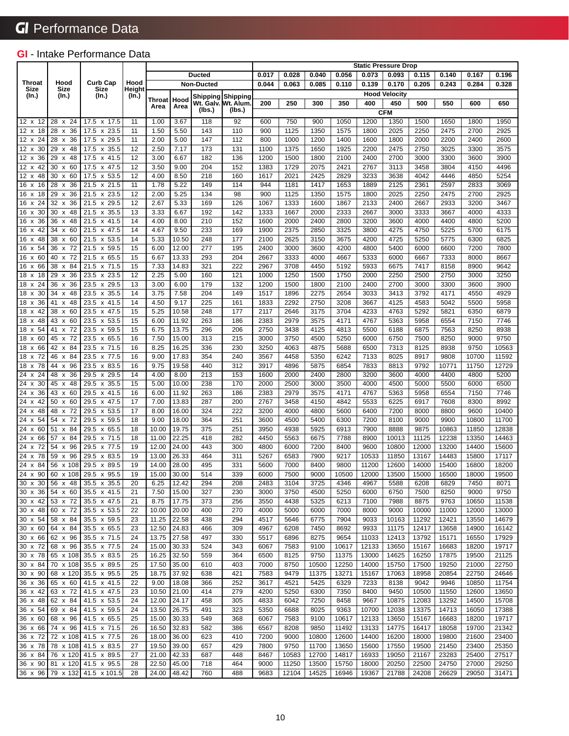# GI Performance Data

## GI - Intake Performance Data

| Throat Size (In.) | Hood Size (In.) | Curb Cap Size (In.) | Hood Height (In.) | Throat Area | Hood Area | Shipping Wt. Galv. (lbs.) | Shipping Wt. Alum. (lbs.) | Static Pressure Drop | | | | | | | | | |
|---|---|---|---|---|---|---|---|---|---|---|---|---|---|---|---|---|---|
| | | | | Ducted | | | | 0.017 | 0.028 | 0.040 | 0.056 | 0.073 | 0.093 | 0.115 | 0.140 | 0.167 | 0.196 |
| | | | | Non-Ducted | | | | 0.044 | 0.063 | 0.085 | 0.110 | 0.139 | 0.170 | 0.205 | 0.243 | 0.284 | 0.328 |
| | | | | | | | | Hood Velocity | | | | | | | | | |
| | | | | | | | | 200 | 250 | 300 | 350 | 400 | 450 | 500 | 550 | 600 | 650 |
| | | | | | | | | CFM | | | | | | | | | |
| 12 x 12 | 28 x 24 | 17.5 x 17.5 | 11 | 1.00 | 3.67 | 118 | 92 | 600 | 750 | 900 | 1050 | 1200 | 1350 | 1500 | 1650 | 1800 | 1950 |
| 12 x 18 | 28 x 36 | 17.5 x 23.5 | 11 | 1.50 | 5.50 | 143 | 110 | 900 | 1125 | 1350 | 1575 | 1800 | 2025 | 2250 | 2475 | 2700 | 2925 |
| 12 x 24 | 28 x 36 | 17.5 x 29.5 | 11 | 2.00 | 5.00 | 147 | 112 | 800 | 1000 | 1200 | 1400 | 1600 | 1800 | 2000 | 2200 | 2400 | 2600 |
| 12 x 30 | 29 x 48 | 17.5 x 35.5 | 12 | 2.50 | 7.17 | 173 | 131 | 1100 | 1375 | 1650 | 1925 | 2200 | 2475 | 2750 | 3025 | 3300 | 3575 |
| 12 x 36 | 29 x 48 | 17.5 x 41.5 | 12 | 3.00 | 6.67 | 182 | 136 | 1200 | 1500 | 1800 | 2100 | 2400 | 2700 | 3000 | 3300 | 3600 | 3900 |
| 12 x 42 | 30 x 60 | 17.5 x 47.5 | 12 | 3.50 | 9.00 | 204 | 152 | 1383 | 1729 | 2075 | 2421 | 2767 | 3113 | 3458 | 3804 | 4150 | 4496 |
| 12 x 48 | 30 x 60 | 17.5 x 53.5 | 12 | 4.00 | 8.50 | 218 | 160 | 1617 | 2021 | 2425 | 2829 | 3233 | 3638 | 4042 | 4446 | 4850 | 5254 |
| 16 x 16 | 28 x 36 | 21.5 x 21.5 | 11 | 1.78 | 5.22 | 149 | 114 | 944 | 1181 | 1417 | 1653 | 1889 | 2125 | 2361 | 2597 | 2833 | 3069 |
| 16 x 18 | 29 x 36 | 21.5 x 23.5 | 12 | 2.00 | 5.25 | 134 | 98 | 900 | 1125 | 1350 | 1575 | 1800 | 2025 | 2250 | 2475 | 2700 | 2925 |
| 16 x 24 | 32 x 36 | 21.5 x 29.5 | 12 | 2.67 | 5.33 | 169 | 126 | 1067 | 1333 | 1600 | 1867 | 2133 | 2400 | 2667 | 2933 | 3200 | 3467 |
| 16 x 30 | 30 x 48 | 21.5 x 35.5 | 13 | 3.33 | 6.67 | 192 | 142 | 1333 | 1667 | 2000 | 2333 | 2667 | 3000 | 3333 | 3667 | 4000 | 4333 |
| 16 x 36 | 36 x 48 | 21.5 x 41.5 | 14 | 4.00 | 8.00 | 210 | 152 | 1600 | 2000 | 2400 | 2800 | 3200 | 3600 | 4000 | 4400 | 4800 | 5200 |
| 16 x 42 | 34 x 60 | 21.5 x 47.5 | 14 | 4.67 | 9.50 | 233 | 169 | 1900 | 2375 | 2850 | 3325 | 3800 | 4275 | 4750 | 5225 | 5700 | 6175 |
| 16 x 48 | 38 x 60 | 21.5 x 53.5 | 14 | 5.33 | 10.50 | 248 | 177 | 2100 | 2625 | 3150 | 3675 | 4200 | 4725 | 5250 | 5775 | 6300 | 6825 |
| 16 x 54 | 36 x 72 | 21.5 x 59.5 | 15 | 6.00 | 12.00 | 277 | 195 | 2400 | 3000 | 3600 | 4200 | 4800 | 5400 | 6000 | 6600 | 7200 | 7800 |
| 16 x 60 | 40 x 72 | 21.5 x 65.5 | 15 | 6.67 | 13.33 | 293 | 204 | 2667 | 3333 | 4000 | 4667 | 5333 | 6000 | 6667 | 7333 | 8000 | 8667 |
| 16 x 66 | 38 x 84 | 21.5 x 71.5 | 15 | 7.33 | 14.83 | 321 | 222 | 2967 | 3708 | 4450 | 5192 | 5933 | 6675 | 7417 | 8158 | 8900 | 9642 |
| 18 x 18 | 29 x 36 | 23.5 x 23.5 | 12 | 2.25 | 5.00 | 160 | 121 | 1000 | 1250 | 1500 | 1750 | 2000 | 2250 | 2500 | 2750 | 3000 | 3250 |
| 18 x 24 | 36 x 36 | 23.5 x 29.5 | 13 | 3.00 | 6.00 | 179 | 132 | 1200 | 1500 | 1800 | 2100 | 2400 | 2700 | 3000 | 3300 | 3600 | 3900 |
| 18 x 30 | 34 x 48 | 23.5 x 35.5 | 14 | 3.75 | 7.58 | 204 | 149 | 1517 | 1896 | 2275 | 2654 | 3033 | 3413 | 3792 | 4171 | 4550 | 4929 |
| 18 x 36 | 41 x 48 | 23.5 x 41.5 | 14 | 4.50 | 9.17 | 225 | 161 | 1833 | 2292 | 2750 | 3208 | 3667 | 4125 | 4583 | 5042 | 5500 | 5958 |
| 18 x 42 | 38 x 60 | 23.5 x 47.5 | 15 | 5.25 | 10.58 | 248 | 177 | 2117 | 2646 | 3175 | 3704 | 4233 | 4763 | 5292 | 5821 | 6350 | 6879 |
| 18 x 48 | 43 x 60 | 23.5 x 53.5 | 15 | 6.00 | 11.92 | 263 | 186 | 2383 | 2979 | 3575 | 4171 | 4767 | 5363 | 5958 | 6554 | 7150 | 7746 |
| 18 x 54 | 41 x 72 | 23.5 x 59.5 | 15 | 6.75 | 13.75 | 296 | 206 | 2750 | 3438 | 4125 | 4813 | 5500 | 6188 | 6875 | 7563 | 8250 | 8938 |
| 18 x 60 | 45 x 72 | 23.5 x 65.5 | 16 | 7.50 | 15.00 | 313 | 215 | 3000 | 3750 | 4500 | 5250 | 6000 | 6750 | 7500 | 8250 | 9000 | 9750 |
| 18 x 66 | 42 x 84 | 23.5 x 71.5 | 16 | 8.25 | 16.25 | 336 | 230 | 3250 | 4063 | 4875 | 5688 | 6500 | 7313 | 8125 | 8938 | 9750 | 10563 |
| 18 x 72 | 46 x 84 | 23.5 x 77.5 | 16 | 9.00 | 17.83 | 354 | 240 | 3567 | 4458 | 5350 | 6242 | 7133 | 8025 | 8917 | 9808 | 10700 | 11592 |
| 18 x 78 | 44 x 96 | 23.5 x 83.5 | 16 | 9.75 | 19.58 | 440 | 312 | 3917 | 4896 | 5875 | 6854 | 7833 | 8813 | 9792 | 10771 | 11750 | 12729 |
| 24 x 24 | 48 x 36 | 29.5 x 29.5 | 14 | 4.00 | 8.00 | 213 | 153 | 1600 | 2000 | 2400 | 2800 | 3200 | 3600 | 4000 | 4400 | 4800 | 5200 |
| 24 x 30 | 45 x 48 | 29.5 x 35.5 | 15 | 5.00 | 10.00 | 238 | 170 | 2000 | 2500 | 3000 | 3500 | 4000 | 4500 | 5000 | 5500 | 6000 | 6500 |
| 24 x 36 | 43 x 60 | 29.5 x 41.5 | 16 | 6.00 | 11.92 | 263 | 186 | 2383 | 2979 | 3575 | 4171 | 4767 | 5363 | 5958 | 6554 | 7150 | 7746 |
| 24 x 42 | 50 x 60 | 29.5 x 47.5 | 17 | 7.00 | 13.83 | 287 | 200 | 2767 | 3458 | 4150 | 4842 | 5533 | 6225 | 6917 | 7608 | 8300 | 8992 |
| 24 x 48 | 48 x 72 | 29.5 x 53.5 | 17 | 8.00 | 16.00 | 324 | 222 | 3200 | 4000 | 4800 | 5600 | 6400 | 7200 | 8000 | 8800 | 9600 | 10400 |
| 24 x 54 | 54 x 72 | 29.5 x 59.5 | 18 | 9.00 | 18.00 | 364 | 251 | 3600 | 4500 | 5400 | 6300 | 7200 | 8100 | 9000 | 9900 | 10800 | 11700 |
| 24 x 60 | 51 x 84 | 29.5 x 65.5 | 18 | 10.00 | 19.75 | 375 | 251 | 3950 | 4938 | 5925 | 6913 | 7900 | 8888 | 9875 | 10863 | 11850 | 12838 |
| 24 x 66 | 57 x 84 | 29.5 x 71.5 | 18 | 11.00 | 22.25 | 418 | 282 | 4450 | 5563 | 6675 | 7788 | 8900 | 10013 | 11125 | 12238 | 13350 | 14463 |
| 24 x 72 | 54 x 96 | 29.5 x 77.5 | 19 | 12.00 | 24.00 | 443 | 300 | 4800 | 6000 | 7200 | 8400 | 9600 | 10800 | 12000 | 13200 | 14400 | 15600 |
| 24 x 78 | 59 x 96 | 29.5 x 83.5 | 19 | 13.00 | 26.33 | 464 | 311 | 5267 | 6583 | 7900 | 9217 | 10533 | 11850 | 13167 | 14483 | 15800 | 17117 |
| 24 x 84 | 56 x 108 | 29.5 x 89.5 | 19 | 14.00 | 28.00 | 495 | 331 | 5600 | 7000 | 8400 | 9800 | 11200 | 12600 | 14000 | 15400 | 16800 | 18200 |
| 24 x 90 | 60 x 108 | 29.5 x 95.5 | 19 | 15.00 | 30.00 | 514 | 339 | 6000 | 7500 | 9000 | 10500 | 12000 | 13500 | 15000 | 16500 | 18000 | 19500 |
| 30 x 30 | 56 x 48 | 35.5 x 35.5 | 20 | 6.25 | 12.42 | 294 | 208 | 2483 | 3104 | 3725 | 4346 | 4967 | 5588 | 6208 | 6829 | 7450 | 8071 |
| 30 x 36 | 54 x 60 | 35.5 x 41.5 | 21 | 7.50 | 15.00 | 327 | 230 | 3000 | 3750 | 4500 | 5250 | 6000 | 6750 | 7500 | 8250 | 9000 | 9750 |
| 30 x 42 | 53 x 72 | 35.5 x 47.5 | 21 | 8.75 | 17.75 | 373 | 256 | 3550 | 4438 | 5325 | 6213 | 7100 | 7988 | 8875 | 9763 | 10650 | 11538 |
| 30 x 48 | 60 x 72 | 35.5 x 53.5 | 22 | 10.00 | 20.00 | 400 | 270 | 4000 | 5000 | 6000 | 7000 | 8000 | 9000 | 10000 | 11000 | 12000 | 13000 |
| 30 x 54 | 58 x 84 | 35.5 x 59.5 | 23 | 11.25 | 22.58 | 438 | 294 | 4517 | 5646 | 6775 | 7904 | 9033 | 10163 | 11292 | 12421 | 13550 | 14679 |
| 30 x 60 | 64 x 84 | 35.5 x 65.5 | 23 | 12.50 | 24.83 | 466 | 309 | 4967 | 6208 | 7450 | 8692 | 9933 | 11175 | 12417 | 13658 | 14900 | 16142 |
| 30 x 66 | 62 x 96 | 35.5 x 71.5 | 24 | 13.75 | 27.58 | 497 | 330 | 5517 | 6896 | 8275 | 9654 | 11033 | 12413 | 13792 | 15171 | 16550 | 17929 |
| 30 x 72 | 68 x 96 | 35.5 x 77.5 | 24 | 15.00 | 30.33 | 524 | 343 | 6067 | 7583 | 9100 | 10617 | 12133 | 13650 | 15167 | 16683 | 18200 | 19717 |
| 30 x 78 | 65 x 108 | 35.5 x 83.5 | 25 | 16.25 | 32.50 | 559 | 364 | 6500 | 8125 | 9750 | 11375 | 13000 | 14625 | 16250 | 17875 | 19500 | 21125 |
| 30 x 84 | 70 x 108 | 35.5 x 89.5 | 25 | 17.50 | 35.00 | 610 | 403 | 7000 | 8750 | 10500 | 12250 | 14000 | 15750 | 17500 | 19250 | 21000 | 22750 |
| 30 x 90 | 68 x 120 | 35.5 x 95.5 | 25 | 18.75 | 37.92 | 638 | 421 | 7583 | 9479 | 11375 | 13271 | 15167 | 17063 | 18958 | 20854 | 22750 | 24646 |
| 36 x 36 | 65 x 60 | 41.5 x 41.5 | 22 | 9.00 | 18.08 | 366 | 252 | 3617 | 4521 | 5425 | 6329 | 7233 | 8138 | 9042 | 9946 | 10850 | 11754 |
| 36 x 42 | 63 x 72 | 41.5 x 47.5 | 23 | 10.50 | 21.00 | 414 | 279 | 4200 | 5250 | 6300 | 7350 | 8400 | 9450 | 10500 | 11550 | 12600 | 13650 |
| 36 x 48 | 62 x 84 | 41.5 x 53.5 | 24 | 12.00 | 24.17 | 458 | 305 | 4833 | 6042 | 7250 | 8458 | 9667 | 10875 | 12083 | 13292 | 14500 | 15708 |
| 36 x 54 | 69 x 84 | 41.5 x 59.5 | 24 | 13.50 | 26.75 | 491 | 323 | 5350 | 6688 | 8025 | 9363 | 10700 | 12038 | 13375 | 14713 | 16050 | 17388 |
| 36 x 60 | 68 x 96 | 41.5 x 65.5 | 25 | 15.00 | 30.33 | 549 | 368 | 6067 | 7583 | 9100 | 10617 | 12133 | 13650 | 15167 | 16683 | 18200 | 19717 |
| 36 x 66 | 74 x 96 | 41.5 x 71.5 | 26 | 16.50 | 32.83 | 582 | 386 | 6567 | 8208 | 9850 | 11492 | 13133 | 14775 | 16417 | 18058 | 19700 | 21342 |
| 36 x 72 | 72 x 108 | 41.5 x 77.5 | 26 | 18.00 | 36.00 | 623 | 410 | 7200 | 9000 | 10800 | 12600 | 14400 | 16200 | 18000 | 19800 | 21600 | 23400 |
| 36 x 78 | 78 x 108 | 41.5 x 83.5 | 27 | 19.50 | 39.00 | 657 | 429 | 7800 | 9750 | 11700 | 13650 | 15600 | 17550 | 19500 | 21450 | 23400 | 25350 |
| 36 x 84 | 76 x 120 | 41.5 x 89.5 | 27 | 21.00 | 42.33 | 687 | 448 | 8467 | 10583 | 12700 | 14817 | 16933 | 19050 | 21167 | 23283 | 25400 | 27517 |
| 36 x 90 | 81 x 120 | 41.5 x 95.5 | 28 | 22.50 | 45.00 | 718 | 464 | 9000 | 11250 | 13500 | 15750 | 18000 | 20250 | 22500 | 24750 | 27000 | 29250 |
| 36 x 96 | 79 x 132 | 41.5 x 101.5 | 28 | 24.00 | 48.42 | 760 | 488 | 9683 | 12104 | 14525 | 16946 | 19367 | 21788 | 24208 | 26629 | 29050 | 31471 |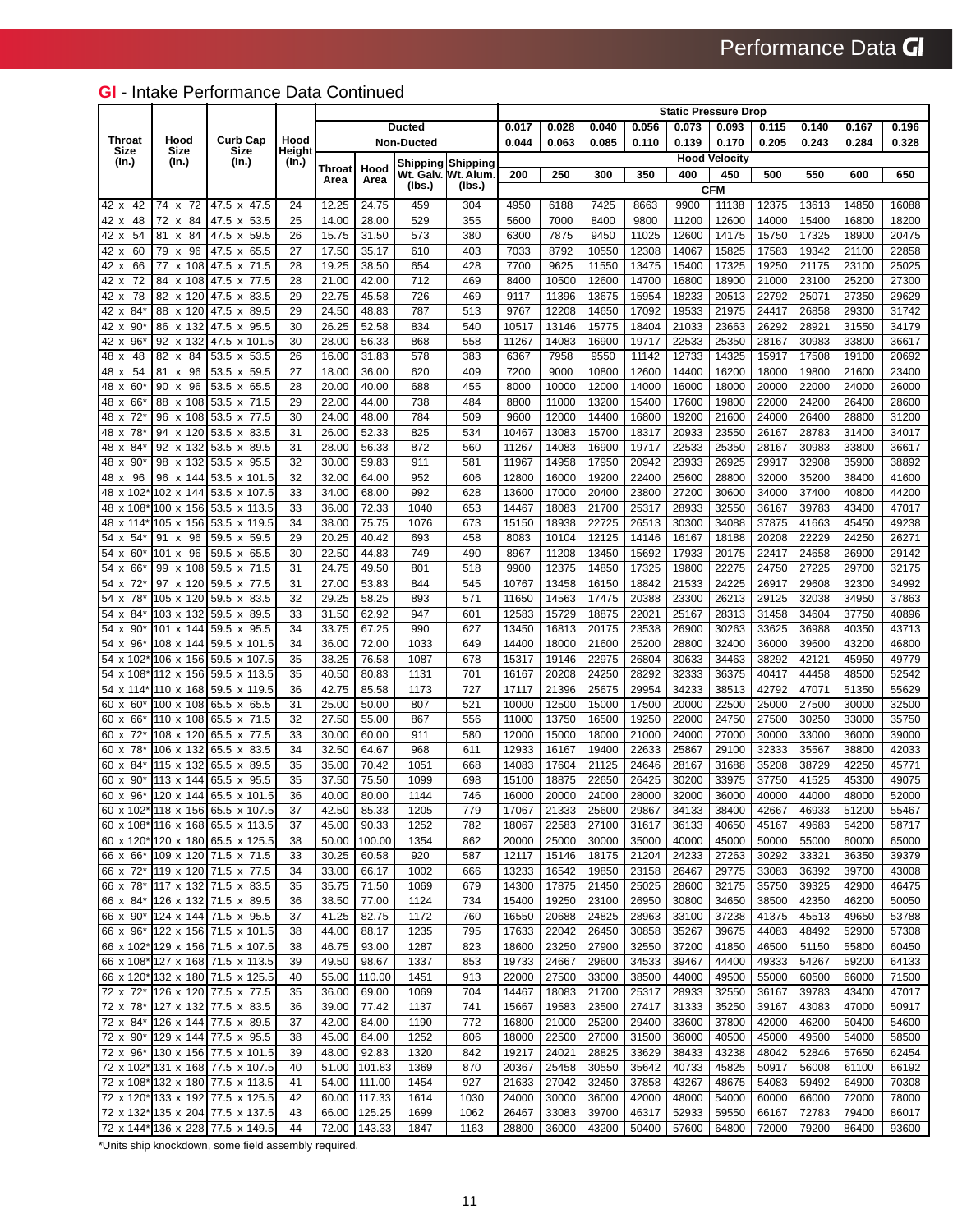## GI - Intake Performance Data Continued

| Throat Size (In.) | Hood Size (In.) | Curb Cap Size (In.) | Hood Height (In.) | Throat Area | Hood Area | Shipping Wt. Galv. (lbs.) | Shipping Wt. Alum. (lbs.) | Static Pressure Drop | | | | | | | | | |
|---|---|---|---|---|---|---|---|---|---|---|---|---|---|---|---|---|---|
| | | | | Ducted | | | | 0.017 | 0.028 | 0.040 | 0.056 | 0.073 | 0.093 | 0.115 | 0.140 | 0.167 | 0.196 |
| | | | | Non-Ducted | | | | 0.044 | 0.063 | 0.085 | 0.110 | 0.139 | 0.170 | 0.205 | 0.243 | 0.284 | 0.328 |
| | | | | | | | | Hood Velocity | | | | | | | | | |
| | | | | | | | | 200 | 250 | 300 | 350 | 400 | 450 | 500 | 550 | 600 | 650 |
| | | | | | | | | CFM | | | | | | | | | |
| 42 x 42 | 74 x 72 | 47.5 x 47.5 | 24 | 12.25 | 24.75 | 459 | 304 | 4950 | 6188 | 7425 | 8663 | 9900 | 11138 | 12375 | 13613 | 14850 | 16088 |
| 42 x 48 | 72 x 84 | 47.5 x 53.5 | 25 | 14.00 | 28.00 | 529 | 355 | 5600 | 7000 | 8400 | 9800 | 11200 | 12600 | 14000 | 15400 | 16800 | 18200 |
| 42 x 54 | 81 x 84 | 47.5 x 59.5 | 26 | 15.75 | 31.50 | 573 | 380 | 6300 | 7875 | 9450 | 11025 | 12600 | 14175 | 15750 | 17325 | 18900 | 20475 |
| 42 x 60 | 79 x 96 | 47.5 x 65.5 | 27 | 17.50 | 35.17 | 610 | 403 | 7033 | 8792 | 10550 | 12308 | 14067 | 15825 | 17583 | 19342 | 21100 | 22858 |
| 42 x 66 | 77 x 108 | 47.5 x 71.5 | 28 | 19.25 | 38.50 | 654 | 428 | 7700 | 9625 | 11550 | 13475 | 15400 | 17325 | 19250 | 21175 | 23100 | 25025 |
| 42 x 72 | 84 x 108 | 47.5 x 77.5 | 28 | 21.00 | 42.00 | 712 | 469 | 8400 | 10500 | 12600 | 14700 | 16800 | 18900 | 21000 | 23100 | 25200 | 27300 |
| 42 x 78 | 82 x 120 | 47.5 x 83.5 | 29 | 22.75 | 45.58 | 726 | 469 | 9117 | 11396 | 13675 | 15954 | 18233 | 20513 | 22792 | 25071 | 27350 | 29629 |
| 42 x 84* | 88 x 120 | 47.5 x 89.5 | 29 | 24.50 | 48.83 | 787 | 513 | 9767 | 12208 | 14650 | 17092 | 19533 | 21975 | 24417 | 26858 | 29300 | 31742 |
| 42 x 90* | 86 x 132 | 47.5 x 95.5 | 30 | 26.25 | 52.58 | 834 | 540 | 10517 | 13146 | 15775 | 18404 | 21033 | 23663 | 26292 | 28921 | 31550 | 34179 |
| 42 x 96* | 92 x 132 | 47.5 x 101.5 | 30 | 28.00 | 56.33 | 868 | 558 | 11267 | 14083 | 16900 | 19717 | 22533 | 25350 | 28167 | 30983 | 33800 | 36617 |
| 48 x 48 | 82 x 84 | 53.5 x 53.5 | 26 | 16.00 | 31.83 | 578 | 383 | 6367 | 7958 | 9550 | 11142 | 12733 | 14325 | 15917 | 17508 | 19100 | 20692 |
| 48 x 54 | 81 x 96 | 53.5 x 59.5 | 27 | 18.00 | 36.00 | 620 | 409 | 7200 | 9000 | 10800 | 12600 | 14400 | 16200 | 18000 | 19800 | 21600 | 23400 |
| 48 x 60* | 90 x 96 | 53.5 x 65.5 | 28 | 20.00 | 40.00 | 688 | 455 | 8000 | 10000 | 12000 | 14000 | 16000 | 18000 | 20000 | 22000 | 24000 | 26000 |
| 48 x 66* | 88 x 108 | 53.5 x 71.5 | 29 | 22.00 | 44.00 | 738 | 484 | 8800 | 11000 | 13200 | 15400 | 17600 | 19800 | 22000 | 24200 | 26400 | 28600 |
| 48 x 72* | 96 x 108 | 53.5 x 77.5 | 30 | 24.00 | 48.00 | 784 | 509 | 9600 | 12000 | 14400 | 16800 | 19200 | 21600 | 24000 | 26400 | 28800 | 31200 |
| 48 x 78* | 94 x 120 | 53.5 x 83.5 | 31 | 26.00 | 52.33 | 825 | 534 | 10467 | 13083 | 15700 | 18317 | 20933 | 23550 | 26167 | 28783 | 31400 | 34017 |
| 48 x 84* | 92 x 132 | 53.5 x 89.5 | 31 | 28.00 | 56.33 | 872 | 560 | 11267 | 14083 | 16900 | 19717 | 22533 | 25350 | 28167 | 30983 | 33800 | 36617 |
| 48 x 90* | 98 x 132 | 53.5 x 95.5 | 32 | 30.00 | 59.83 | 911 | 581 | 11967 | 14958 | 17950 | 20942 | 23933 | 26925 | 29917 | 32908 | 35900 | 38892 |
| 48 x 96 | 96 x 144 | 53.5 x 101.5 | 32 | 32.00 | 64.00 | 952 | 606 | 12800 | 16000 | 19200 | 22400 | 25600 | 28800 | 32000 | 35200 | 38400 | 41600 |
| 48 x 102* | 102 x 144 | 53.5 x 107.5 | 33 | 34.00 | 68.00 | 992 | 628 | 13600 | 17000 | 20400 | 23800 | 27200 | 30600 | 34000 | 37400 | 40800 | 44200 |
| 48 x 108* | 100 x 156 | 53.5 x 113.5 | 33 | 36.00 | 72.33 | 1040 | 653 | 14467 | 18083 | 21700 | 25317 | 28933 | 32550 | 36167 | 39783 | 43400 | 47017 |
| 48 x 114* | 105 x 156 | 53.5 x 119.5 | 34 | 38.00 | 75.75 | 1076 | 673 | 15150 | 18938 | 22725 | 26513 | 30300 | 34088 | 37875 | 41663 | 45450 | 49238 |
| 54 x 54* | 91 x 96 | 59.5 x 59.5 | 29 | 20.25 | 40.42 | 693 | 458 | 8083 | 10104 | 12125 | 14146 | 16167 | 18188 | 20208 | 22229 | 24250 | 26271 |
| 54 x 60* | 101 x 96 | 59.5 x 65.5 | 30 | 22.50 | 44.83 | 749 | 490 | 8967 | 11208 | 13450 | 15692 | 17933 | 20175 | 22417 | 24658 | 26900 | 29142 |
| 54 x 66* | 99 x 108 | 59.5 x 71.5 | 31 | 24.75 | 49.50 | 801 | 518 | 9900 | 12375 | 14850 | 17325 | 19800 | 22275 | 24750 | 27225 | 29700 | 32175 |
| 54 x 72* | 97 x 120 | 59.5 x 77.5 | 31 | 27.00 | 53.83 | 844 | 545 | 10767 | 13458 | 16150 | 18842 | 21533 | 24225 | 26917 | 29608 | 32300 | 34992 |
| 54 x 78* | 105 x 120 | 59.5 x 83.5 | 32 | 29.25 | 58.25 | 893 | 571 | 11650 | 14563 | 17475 | 20388 | 23300 | 26213 | 29125 | 32038 | 34950 | 37863 |
| 54 x 84* | 103 x 132 | 59.5 x 89.5 | 33 | 31.50 | 62.92 | 947 | 601 | 12583 | 15729 | 18875 | 22021 | 25167 | 28313 | 31458 | 34604 | 37750 | 40896 |
| 54 x 90* | 101 x 144 | 59.5 x 95.5 | 34 | 33.75 | 67.25 | 990 | 627 | 13450 | 16813 | 20175 | 23538 | 26900 | 30263 | 33625 | 36988 | 40350 | 43713 |
| 54 x 96* | 108 x 144 | 59.5 x 101.5 | 34 | 36.00 | 72.00 | 1033 | 649 | 14400 | 18000 | 21600 | 25200 | 28800 | 32400 | 36000 | 39600 | 43200 | 46800 |
| 54 x 102* | 106 x 156 | 59.5 x 107.5 | 35 | 38.25 | 76.58 | 1087 | 678 | 15317 | 19146 | 22975 | 26804 | 30633 | 34463 | 38292 | 42121 | 45950 | 49779 |
| 54 x 108* | 112 x 156 | 59.5 x 113.5 | 35 | 40.50 | 80.83 | 1131 | 701 | 16167 | 20208 | 24250 | 28292 | 32333 | 36375 | 40417 | 44458 | 48500 | 52542 |
| 54 x 114* | 110 x 168 | 59.5 x 119.5 | 36 | 42.75 | 85.58 | 1173 | 727 | 17117 | 21396 | 25675 | 29954 | 34233 | 38513 | 42792 | 47071 | 51350 | 55629 |
| 60 x 60* | 100 x 108 | 65.5 x 65.5 | 31 | 25.00 | 50.00 | 807 | 521 | 10000 | 12500 | 15000 | 17500 | 20000 | 22500 | 25000 | 27500 | 30000 | 32500 |
| 60 x 66* | 110 x 108 | 65.5 x 71.5 | 32 | 27.50 | 55.00 | 867 | 556 | 11000 | 13750 | 16500 | 19250 | 22000 | 24750 | 27500 | 30250 | 33000 | 35750 |
| 60 x 72* | 108 x 120 | 65.5 x 77.5 | 33 | 30.00 | 60.00 | 911 | 580 | 12000 | 15000 | 18000 | 21000 | 24000 | 27000 | 30000 | 33000 | 36000 | 39000 |
| 60 x 78* | 106 x 132 | 65.5 x 83.5 | 34 | 32.50 | 64.67 | 968 | 611 | 12933 | 16167 | 19400 | 22633 | 25867 | 29100 | 32333 | 35567 | 38800 | 42033 |
| 60 x 84* | 115 x 132 | 65.5 x 89.5 | 35 | 35.00 | 70.42 | 1051 | 668 | 14083 | 17604 | 21125 | 24646 | 28167 | 31688 | 35208 | 38729 | 42250 | 45771 |
| 60 x 90* | 113 x 144 | 65.5 x 95.5 | 35 | 37.50 | 75.50 | 1099 | 698 | 15100 | 18875 | 22650 | 26425 | 30200 | 33975 | 37750 | 41525 | 45300 | 49075 |
| 60 x 96* | 120 x 144 | 65.5 x 101.5 | 36 | 40.00 | 80.00 | 1144 | 746 | 16000 | 20000 | 24000 | 28000 | 32000 | 36000 | 40000 | 44000 | 48000 | 52000 |
| 60 x 102* | 118 x 156 | 65.5 x 107.5 | 37 | 42.50 | 85.33 | 1205 | 779 | 17067 | 21333 | 25600 | 29867 | 34133 | 38400 | 42667 | 46933 | 51200 | 55467 |
| 60 x 108* | 116 x 168 | 65.5 x 113.5 | 37 | 45.00 | 90.33 | 1252 | 782 | 18067 | 22583 | 27100 | 31617 | 36133 | 40650 | 45167 | 49683 | 54200 | 58717 |
| 60 x 120* | 120 x 180 | 65.5 x 125.5 | 38 | 50.00 | 100.00 | 1354 | 862 | 20000 | 25000 | 30000 | 35000 | 40000 | 45000 | 50000 | 55000 | 60000 | 65000 |
| 66 x 66* | 109 x 120 | 71.5 x 71.5 | 33 | 30.25 | 60.58 | 920 | 587 | 12117 | 15146 | 18175 | 21204 | 24233 | 27263 | 30292 | 33321 | 36350 | 39379 |
| 66 x 72* | 119 x 120 | 71.5 x 77.5 | 34 | 33.00 | 66.17 | 1002 | 666 | 13233 | 16542 | 19850 | 23158 | 26467 | 29775 | 33083 | 36392 | 39700 | 43008 |
| 66 x 78* | 117 x 132 | 71.5 x 83.5 | 35 | 35.75 | 71.50 | 1069 | 679 | 14300 | 17875 | 21450 | 25025 | 28600 | 32175 | 35750 | 39325 | 42900 | 46475 |
| 66 x 84* | 126 x 132 | 71.5 x 89.5 | 36 | 38.50 | 77.00 | 1124 | 734 | 15400 | 19250 | 23100 | 26950 | 30800 | 34650 | 38500 | 42350 | 46200 | 50050 |
| 66 x 90* | 124 x 144 | 71.5 x 95.5 | 37 | 41.25 | 82.75 | 1172 | 760 | 16550 | 20688 | 24825 | 28963 | 33100 | 37238 | 41375 | 45513 | 49650 | 53788 |
| 66 x 96* | 122 x 156 | 71.5 x 101.5 | 38 | 44.00 | 88.17 | 1235 | 795 | 17633 | 22042 | 26450 | 30858 | 35267 | 39675 | 44083 | 48492 | 52900 | 57308 |
| 66 x 102* | 129 x 156 | 71.5 x 107.5 | 38 | 46.75 | 93.00 | 1287 | 823 | 18600 | 23250 | 27900 | 32550 | 37200 | 41850 | 46500 | 51150 | 55800 | 60450 |
| 66 x 108* | 127 x 168 | 71.5 x 113.5 | 39 | 49.50 | 98.67 | 1337 | 853 | 19733 | 24667 | 29600 | 34533 | 39467 | 44400 | 49333 | 54267 | 59200 | 64133 |
| 66 x 120* | 132 x 180 | 71.5 x 125.5 | 40 | 55.00 | 110.00 | 1451 | 913 | 22000 | 27500 | 33000 | 38500 | 44000 | 49500 | 55000 | 60500 | 66000 | 71500 |
| 72 x 72* | 126 x 120 | 77.5 x 77.5 | 35 | 36.00 | 69.00 | 1069 | 704 | 14467 | 18083 | 21700 | 25317 | 28933 | 32550 | 36167 | 39783 | 43400 | 47017 |
| 72 x 78* | 127 x 132 | 77.5 x 83.5 | 36 | 39.00 | 77.42 | 1137 | 741 | 15667 | 19583 | 23500 | 27417 | 31333 | 35250 | 39167 | 43083 | 47000 | 50917 |
| 72 x 84* | 126 x 144 | 77.5 x 89.5 | 37 | 42.00 | 84.00 | 1190 | 772 | 16800 | 21000 | 25200 | 29400 | 33600 | 37800 | 42000 | 46200 | 50400 | 54600 |
| 72 x 90* | 129 x 144 | 77.5 x 95.5 | 38 | 45.00 | 84.00 | 1252 | 806 | 18000 | 22500 | 27000 | 31500 | 36000 | 40500 | 45000 | 49500 | 54000 | 58500 |
| 72 x 96* | 130 x 156 | 77.5 x 101.5 | 39 | 48.00 | 92.83 | 1320 | 842 | 19217 | 24021 | 28825 | 33629 | 38433 | 43238 | 48042 | 52846 | 57650 | 62454 |
| 72 x 102* | 131 x 168 | 77.5 x 107.5 | 40 | 51.00 | 101.83 | 1369 | 870 | 20367 | 25458 | 30550 | 35642 | 40733 | 45825 | 50917 | 56008 | 61100 | 66192 |
| 72 x 108* | 132 x 180 | 77.5 x 113.5 | 41 | 54.00 | 111.00 | 1454 | 927 | 21633 | 27042 | 32450 | 37858 | 43267 | 48675 | 54083 | 59492 | 64900 | 70308 |
| 72 x 120* | 133 x 192 | 77.5 x 125.5 | 42 | 60.00 | 117.33 | 1614 | 1030 | 24000 | 30000 | 36000 | 42000 | 48000 | 54000 | 60000 | 66000 | 72000 | 78000 |
| 72 x 132* | 135 x 204 | 77.5 x 137.5 | 43 | 66.00 | 125.25 | 1699 | 1062 | 26467 | 33083 | 39700 | 46317 | 52933 | 59550 | 66167 | 72783 | 79400 | 86017 |
| 72 x 144* | 136 x 228 | 77.5 x 149.5 | 44 | 72.00 | 143.33 | 1847 | 1163 | 28800 | 36000 | 43200 | 50400 | 57600 | 64800 | 72000 | 79200 | 86400 | 93600 |

*Units ship knockdown, some field assembly required.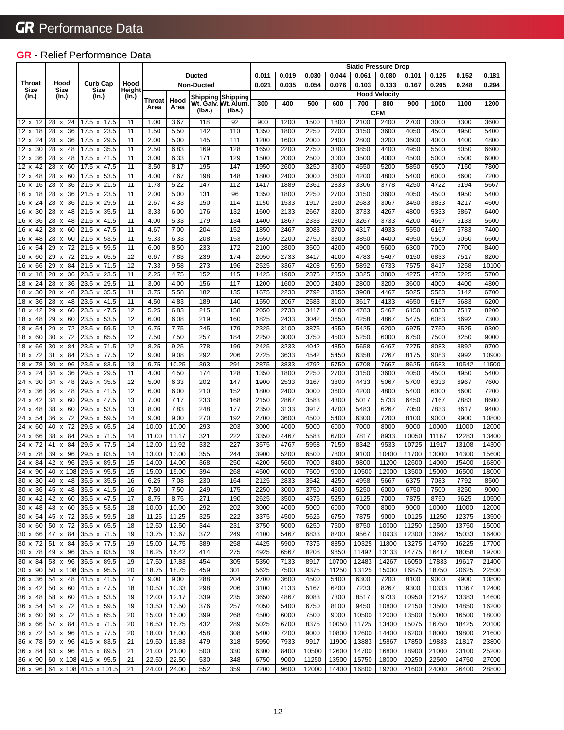# GR Performance Data

## GR - Relief Performance Data

| Throat Size (In.) | Hood Size (In.) | Curb Cap Size (In.) | Hood Height (In.) | Throat Area | Hood Area | Shipping Wt. Galv. (lbs.) | Shipping Wt. Alum. (lbs.) | Static Pressure Drop | | | | | | | | | |
|---|---|---|---|---|---|---|---|---|---|---|---|---|---|---|---|---|---|
| | | | | Ducted | | | | 0.011 | 0.019 | 0.030 | 0.044 | 0.061 | 0.080 | 0.101 | 0.125 | 0.152 | 0.181 |
| | | | | Non-Ducted | | | | 0.021 | 0.035 | 0.054 | 0.076 | 0.103 | 0.133 | 0.167 | 0.205 | 0.248 | 0.294 |
| | | | | | | | | Hood Velocity | | | | | | | | | |
| | | | | | | | | 300 | 400 | 500 | 600 | 700 | 800 | 900 | 1000 | 1100 | 1200 |
| | | | | | | | | CFM | | | | | | | | | |
| 12 x 12 | 28 x 24 | 17.5 x 17.5 | 11 | 1.00 | 3.67 | 118 | 92 | 900 | 1200 | 1500 | 1800 | 2100 | 2400 | 2700 | 3000 | 3300 | 3600 |
| 12 x 18 | 28 x 36 | 17.5 x 23.5 | 11 | 1.50 | 5.50 | 142 | 110 | 1350 | 1800 | 2250 | 2700 | 3150 | 3600 | 4050 | 4500 | 4950 | 5400 |
| 12 x 24 | 28 x 36 | 17.5 x 29.5 | 11 | 2.00 | 5.00 | 145 | 111 | 1200 | 1600 | 2000 | 2400 | 2800 | 3200 | 3600 | 4000 | 4400 | 4800 |
| 12 x 30 | 28 x 48 | 17.5 x 35.5 | 11 | 2.50 | 6.83 | 169 | 128 | 1650 | 2200 | 2750 | 3300 | 3850 | 4400 | 4950 | 5500 | 6050 | 6600 |
| 12 x 36 | 28 x 48 | 17.5 x 41.5 | 11 | 3.00 | 6.33 | 171 | 129 | 1500 | 2000 | 2500 | 3000 | 3500 | 4000 | 4500 | 5000 | 5500 | 6000 |
| 12 x 42 | 28 x 60 | 17.5 x 47.5 | 11 | 3.50 | 8.17 | 195 | 147 | 1950 | 2600 | 3250 | 3900 | 4550 | 5200 | 5850 | 6500 | 7150 | 7800 |
| 12 x 48 | 28 x 60 | 17.5 x 53.5 | 11 | 4.00 | 7.67 | 198 | 148 | 1800 | 2400 | 3000 | 3600 | 4200 | 4800 | 5400 | 6000 | 6600 | 7200 |
| 16 x 16 | 28 x 36 | 21.5 x 21.5 | 11 | 1.78 | 5.22 | 147 | 112 | 1417 | 1889 | 2361 | 2833 | 3306 | 3778 | 4250 | 4722 | 5194 | 5667 |
| 16 x 18 | 28 x 36 | 21.5 x 23.5 | 11 | 2.00 | 5.00 | 131 | 96 | 1350 | 1800 | 2250 | 2700 | 3150 | 3600 | 4050 | 4500 | 4950 | 5400 |
| 16 x 24 | 28 x 36 | 21.5 x 29.5 | 11 | 2.67 | 4.33 | 150 | 114 | 1150 | 1533 | 1917 | 2300 | 2683 | 3067 | 3450 | 3833 | 4217 | 4600 |
| 16 x 30 | 28 x 48 | 21.5 x 35.5 | 11 | 3.33 | 6.00 | 176 | 132 | 1600 | 2133 | 2667 | 3200 | 3733 | 4267 | 4800 | 5333 | 5867 | 6400 |
| 16 x 36 | 28 x 48 | 21.5 x 41.5 | 11 | 4.00 | 5.33 | 179 | 134 | 1400 | 1867 | 2333 | 2800 | 3267 | 3733 | 4200 | 4667 | 5133 | 5600 |
| 16 x 42 | 28 x 60 | 21.5 x 47.5 | 11 | 4.67 | 7.00 | 204 | 152 | 1850 | 2467 | 3083 | 3700 | 4317 | 4933 | 5550 | 6167 | 6783 | 7400 |
| 16 x 48 | 28 x 60 | 21.5 x 53.5 | 11 | 5.33 | 6.33 | 208 | 153 | 1650 | 2200 | 2750 | 3300 | 3850 | 4400 | 4950 | 5500 | 6050 | 6600 |
| 16 x 54 | 29 x 72 | 21.5 x 59.5 | 11 | 6.00 | 8.50 | 233 | 172 | 2100 | 2800 | 3500 | 4200 | 4900 | 5600 | 6300 | 7000 | 7700 | 8400 |
| 16 x 60 | 29 x 72 | 21.5 x 65.5 | 12 | 6.67 | 7.83 | 239 | 174 | 2050 | 2733 | 3417 | 4100 | 4783 | 5467 | 6150 | 6833 | 7517 | 8200 |
| 16 x 66 | 29 x 84 | 21.5 x 71.5 | 12 | 7.33 | 9.58 | 273 | 196 | 2525 | 3367 | 4208 | 5050 | 5892 | 6733 | 7575 | 8417 | 9258 | 10100 |
| 18 x 18 | 28 x 36 | 23.5 x 23.5 | 11 | 2.25 | 4.75 | 152 | 115 | 1425 | 1900 | 2375 | 2850 | 3325 | 3800 | 4275 | 4750 | 5225 | 5700 |
| 18 x 24 | 28 x 36 | 23.5 x 29.5 | 11 | 3.00 | 4.00 | 156 | 117 | 1200 | 1600 | 2000 | 2400 | 2800 | 3200 | 3600 | 4000 | 4400 | 4800 |
| 18 x 30 | 28 x 48 | 23.5 x 35.5 | 11 | 3.75 | 5.58 | 182 | 135 | 1675 | 2233 | 2792 | 3350 | 3908 | 4467 | 5025 | 5583 | 6142 | 6700 |
| 18 x 36 | 28 x 48 | 23.5 x 41.5 | 11 | 4.50 | 4.83 | 189 | 140 | 1550 | 2067 | 2583 | 3100 | 3617 | 4133 | 4650 | 5167 | 5683 | 6200 |
| 18 x 42 | 29 x 60 | 23.5 x 47.5 | 12 | 5.25 | 6.83 | 215 | 158 | 2050 | 2733 | 3417 | 4100 | 4783 | 5467 | 6150 | 6833 | 7517 | 8200 |
| 18 x 48 | 29 x 60 | 23.5 x 53.5 | 12 | 6.00 | 6.08 | 219 | 160 | 1825 | 2433 | 3042 | 3650 | 4258 | 4867 | 5475 | 6083 | 6692 | 7300 |
| 18 x 54 | 29 x 72 | 23.5 x 59.5 | 12 | 6.75 | 7.75 | 245 | 179 | 2325 | 3100 | 3875 | 4650 | 5425 | 6200 | 6975 | 7750 | 8525 | 9300 |
| 18 x 60 | 30 x 72 | 23.5 x 65.5 | 12 | 7.50 | 7.50 | 257 | 184 | 2250 | 3000 | 3750 | 4500 | 5250 | 6000 | 6750 | 7500 | 8250 | 9000 |
| 18 x 66 | 30 x 84 | 23.5 x 71.5 | 12 | 8.25 | 9.25 | 278 | 199 | 2425 | 3233 | 4042 | 4850 | 5658 | 6467 | 7275 | 8083 | 8892 | 9700 |
| 18 x 72 | 31 x 84 | 23.5 x 77.5 | 12 | 9.00 | 9.08 | 292 | 206 | 2725 | 3633 | 4542 | 5450 | 6358 | 7267 | 8175 | 9083 | 9992 | 10900 |
| 18 x 78 | 30 x 96 | 23.5 x 83.5 | 13 | 9.75 | 10.25 | 393 | 291 | 2875 | 3833 | 4792 | 5750 | 6708 | 7667 | 8625 | 9583 | 10542 | 11500 |
| 24 x 24 | 34 x 36 | 29.5 x 29.5 | 11 | 4.00 | 4.50 | 174 | 128 | 1350 | 1800 | 2250 | 2700 | 3150 | 3600 | 4050 | 4500 | 4950 | 5400 |
| 24 x 30 | 34 x 48 | 29.5 x 35.5 | 12 | 5.00 | 6.33 | 202 | 147 | 1900 | 2533 | 3167 | 3800 | 4433 | 5067 | 5700 | 6333 | 6967 | 7600 |
| 24 x 36 | 36 x 48 | 29.5 x 41.5 | 12 | 6.00 | 6.00 | 210 | 152 | 1800 | 2400 | 3000 | 3600 | 4200 | 4800 | 5400 | 6000 | 6600 | 7200 |
| 24 x 42 | 34 x 60 | 29.5 x 47.5 | 13 | 7.00 | 7.17 | 233 | 168 | 2150 | 2867 | 3583 | 4300 | 5017 | 5733 | 6450 | 7167 | 7883 | 8600 |
| 24 x 48 | 38 x 60 | 29.5 x 53.5 | 13 | 8.00 | 7.83 | 248 | 177 | 2350 | 3133 | 3917 | 4700 | 5483 | 6267 | 7050 | 7833 | 8617 | 9400 |
| 24 x 54 | 36 x 72 | 29.5 x 59.5 | 14 | 9.00 | 9.00 | 270 | 192 | 2700 | 3600 | 4500 | 5400 | 6300 | 7200 | 8100 | 9000 | 9900 | 10800 |
| 24 x 60 | 40 x 72 | 29.5 x 65.5 | 14 | 10.00 | 10.00 | 293 | 203 | 3000 | 4000 | 5000 | 6000 | 7000 | 8000 | 9000 | 10000 | 11000 | 12000 |
| 24 x 66 | 38 x 84 | 29.5 x 71.5 | 14 | 11.00 | 11.17 | 321 | 222 | 3350 | 4467 | 5583 | 6700 | 7817 | 8933 | 10050 | 11167 | 12283 | 13400 |
| 24 x 72 | 41 x 84 | 29.5 x 77.5 | 14 | 12.00 | 11.92 | 332 | 227 | 3575 | 4767 | 5958 | 7150 | 8342 | 9533 | 10725 | 11917 | 13108 | 14300 |
| 24 x 78 | 39 x 96 | 29.5 x 83.5 | 14 | 13.00 | 13.00 | 355 | 244 | 3900 | 5200 | 6500 | 7800 | 9100 | 10400 | 11700 | 13000 | 14300 | 15600 |
| 24 x 84 | 42 x 96 | 29.5 x 89.5 | 15 | 14.00 | 14.00 | 368 | 250 | 4200 | 5600 | 7000 | 8400 | 9800 | 11200 | 12600 | 14000 | 15400 | 16800 |
| 24 x 90 | 40 x 108 | 29.5 x 95.5 | 15 | 15.00 | 15.00 | 394 | 268 | 4500 | 6000 | 7500 | 9000 | 10500 | 12000 | 13500 | 15000 | 16500 | 18000 |
| 30 x 30 | 40 x 48 | 35.5 x 35.5 | 16 | 6.25 | 7.08 | 230 | 164 | 2125 | 2833 | 3542 | 4250 | 4958 | 5667 | 6375 | 7083 | 7792 | 8500 |
| 30 x 36 | 45 x 48 | 35.5 x 41.5 | 16 | 7.50 | 7.50 | 249 | 175 | 2250 | 3000 | 3750 | 4500 | 5250 | 6000 | 6750 | 7500 | 8250 | 9000 |
| 30 x 42 | 42 x 60 | 35.5 x 47.5 | 17 | 8.75 | 8.75 | 271 | 190 | 2625 | 3500 | 4375 | 5250 | 6125 | 7000 | 7875 | 8750 | 9625 | 10500 |
| 30 x 48 | 48 x 60 | 35.5 x 53.5 | 18 | 10.00 | 10.00 | 292 | 202 | 3000 | 4000 | 5000 | 6000 | 7000 | 8000 | 9000 | 10000 | 11000 | 12000 |
| 30 x 54 | 45 x 72 | 35.5 x 59.5 | 18 | 11.25 | 11.25 | 325 | 222 | 3375 | 4500 | 5625 | 6750 | 7875 | 9000 | 10125 | 11250 | 12375 | 13500 |
| 30 x 60 | 50 x 72 | 35.5 x 65.5 | 18 | 12.50 | 12.50 | 344 | 231 | 3750 | 5000 | 6250 | 7500 | 8750 | 10000 | 11250 | 12500 | 13750 | 15000 |
| 30 x 66 | 47 x 84 | 35.5 x 71.5 | 19 | 13.75 | 13.67 | 372 | 249 | 4100 | 5467 | 6833 | 8200 | 9567 | 10933 | 12300 | 13667 | 15033 | 16400 |
| 30 x 72 | 51 x 84 | 35.5 x 77.5 | 19 | 15.00 | 14.75 | 389 | 258 | 4425 | 5900 | 7375 | 8850 | 10325 | 11800 | 13275 | 14750 | 16225 | 17700 |
| 30 x 78 | 49 x 96 | 35.5 x 83.5 | 19 | 16.25 | 16.42 | 414 | 275 | 4925 | 6567 | 8208 | 9850 | 11492 | 13133 | 14775 | 16417 | 18058 | 19700 |
| 30 x 84 | 53 x 96 | 35.5 x 89.5 | 19 | 17.50 | 17.83 | 454 | 305 | 5350 | 7133 | 8917 | 10700 | 12483 | 14267 | 16050 | 17833 | 19617 | 21400 |
| 30 x 90 | 50 x 108 | 35.5 x 95.5 | 20 | 18.75 | 18.75 | 459 | 301 | 5625 | 7500 | 9375 | 11250 | 13125 | 15000 | 16875 | 18750 | 20625 | 22500 |
| 36 x 36 | 54 x 48 | 41.5 x 41.5 | 17 | 9.00 | 9.00 | 288 | 204 | 2700 | 3600 | 4500 | 5400 | 6300 | 7200 | 8100 | 9000 | 9900 | 10800 |
| 36 x 42 | 50 x 60 | 41.5 x 47.5 | 18 | 10.50 | 10.33 | 298 | 206 | 3100 | 4133 | 5167 | 6200 | 7233 | 8267 | 9300 | 10333 | 11367 | 12400 |
| 36 x 48 | 58 x 60 | 41.5 x 53.5 | 19 | 12.00 | 12.17 | 339 | 235 | 3650 | 4867 | 6083 | 7300 | 8517 | 9733 | 10950 | 12167 | 13383 | 14600 |
| 36 x 54 | 54 x 72 | 41.5 x 59.5 | 19 | 13.50 | 13.50 | 376 | 257 | 4050 | 5400 | 6750 | 8100 | 9450 | 10800 | 12150 | 13500 | 14850 | 16200 |
| 36 x 60 | 60 x 72 | 41.5 x 65.5 | 20 | 15.00 | 15.00 | 399 | 268 | 4500 | 6000 | 7500 | 9000 | 10500 | 12000 | 13500 | 15000 | 16500 | 18000 |
| 36 x 66 | 57 x 84 | 41.5 x 71.5 | 20 | 16.50 | 16.75 | 432 | 289 | 5025 | 6700 | 8375 | 10050 | 11725 | 13400 | 15075 | 16750 | 18425 | 20100 |
| 36 x 72 | 54 x 96 | 41.5 x 77.5 | 20 | 18.00 | 18.00 | 458 | 308 | 5400 | 7200 | 9000 | 10800 | 12600 | 14400 | 16200 | 18000 | 19800 | 21600 |
| 36 x 78 | 59 x 96 | 41.5 x 83.5 | 21 | 19.50 | 19.83 | 479 | 318 | 5950 | 7933 | 9917 | 11900 | 13883 | 15867 | 17850 | 19833 | 21817 | 23800 |
| 36 x 84 | 63 x 96 | 41.5 x 89.5 | 21 | 21.00 | 21.00 | 500 | 330 | 6300 | 8400 | 10500 | 12600 | 14700 | 16800 | 18900 | 21000 | 23100 | 25200 |
| 36 x 90 | 60 x 108 | 41.5 x 95.5 | 21 | 22.50 | 22.50 | 530 | 348 | 6750 | 9000 | 11250 | 13500 | 15750 | 18000 | 20250 | 22500 | 24750 | 27000 |
| 36 x 96 | 64 x 108 | 41.5 x 101.5 | 21 | 24.00 | 24.00 | 552 | 359 | 7200 | 9600 | 12000 | 14400 | 16800 | 19200 | 21600 | 24000 | 26400 | 28800 |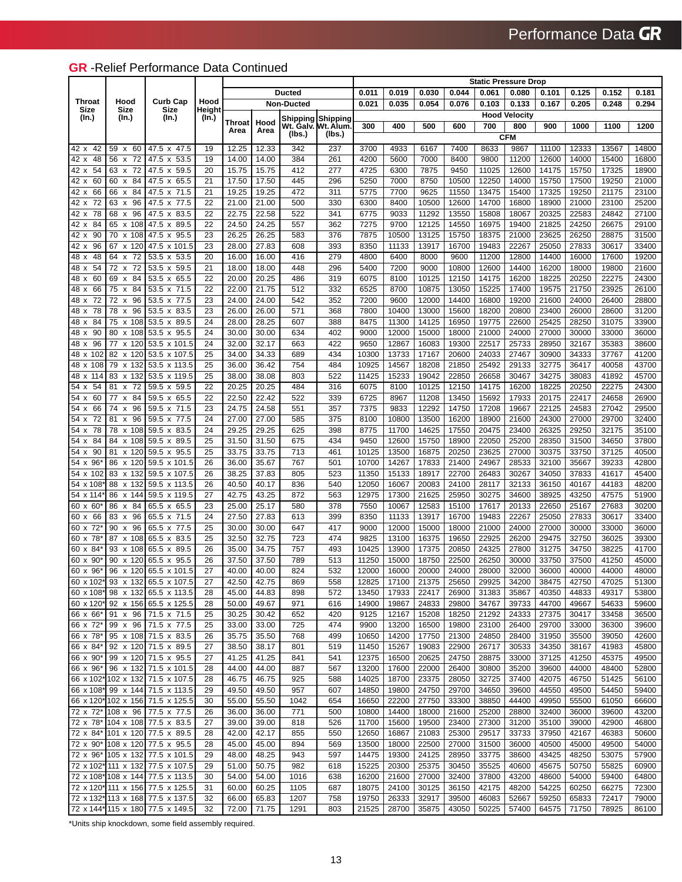## GR -Relief Performance Data Continued

| Throat Size (In.) | Hood Size (In.) | Curb Cap Size (In.) | Hood Height (In.) | Throat Area | Hood Area | Shipping Wt. Galv. (lbs.) | Shipping Wt. Alum. (lbs.) | 300 | 400 | 500 | 600 | 700 | 800 | 900 | 1000 | 1100 | 1200 |
|---|---|---|---|---|---|---|---|---|---|---|---|---|---|---|---|---|---|
| | | | | | | | | **Static Pressure Drop** | | | | | | | | | |
| | | | | **Ducted** | | | | 0.011 | 0.019 | 0.030 | 0.044 | 0.061 | 0.080 | 0.101 | 0.125 | 0.152 | 0.181 |
| | | | | **Non-Ducted** | | | | 0.021 | 0.035 | 0.054 | 0.076 | 0.103 | 0.133 | 0.167 | 0.205 | 0.248 | 0.294 |
| | | | | | | | | **Hood Velocity** | | | | | | | | | |
| | | | | | | | | **CFM** | | | | | | | | | |
| 42 x 42 | 59 x 60 | 47.5 x 47.5 | 19 | 12.25 | 12.33 | 342 | 237 | 3700 | 4933 | 6167 | 7400 | 8633 | 9867 | 11100 | 12333 | 13567 | 14800 |
| 42 x 48 | 56 x 72 | 47.5 x 53.5 | 19 | 14.00 | 14.00 | 384 | 261 | 4200 | 5600 | 7000 | 8400 | 9800 | 11200 | 12600 | 14000 | 15400 | 16800 |
| 42 x 54 | 63 x 72 | 47.5 x 59.5 | 20 | 15.75 | 15.75 | 412 | 277 | 4725 | 6300 | 7875 | 9450 | 11025 | 12600 | 14175 | 15750 | 17325 | 18900 |
| 42 x 60 | 60 x 84 | 47.5 x 65.5 | 21 | 17.50 | 17.50 | 445 | 296 | 5250 | 7000 | 8750 | 10500 | 12250 | 14000 | 15750 | 17500 | 19250 | 21000 |
| 42 x 66 | 66 x 84 | 47.5 x 71.5 | 21 | 19.25 | 19.25 | 472 | 311 | 5775 | 7700 | 9625 | 11550 | 13475 | 15400 | 17325 | 19250 | 21175 | 23100 |
| 42 x 72 | 63 x 96 | 47.5 x 77.5 | 22 | 21.00 | 21.00 | 500 | 330 | 6300 | 8400 | 10500 | 12600 | 14700 | 16800 | 18900 | 21000 | 23100 | 25200 |
| 42 x 78 | 68 x 96 | 47.5 x 83.5 | 22 | 22.75 | 22.58 | 522 | 341 | 6775 | 9033 | 11292 | 13550 | 15808 | 18067 | 20325 | 22583 | 24842 | 27100 |
| 42 x 84 | 65 x 108 | 47.5 x 89.5 | 22 | 24.50 | 24.25 | 557 | 362 | 7275 | 9700 | 12125 | 14550 | 16975 | 19400 | 21825 | 24250 | 26675 | 29100 |
| 42 x 90 | 70 x 108 | 47.5 x 95.5 | 23 | 26.25 | 26.25 | 583 | 376 | 7875 | 10500 | 13125 | 15750 | 18375 | 21000 | 23625 | 26250 | 28875 | 31500 |
| 42 x 96 | 67 x 120 | 47.5 x 101.5 | 23 | 28.00 | 27.83 | 608 | 393 | 8350 | 11133 | 13917 | 16700 | 19483 | 22267 | 25050 | 27833 | 30617 | 33400 |
| 48 x 48 | 64 x 72 | 53.5 x 53.5 | 20 | 16.00 | 16.00 | 416 | 279 | 4800 | 6400 | 8000 | 9600 | 11200 | 12800 | 14400 | 16000 | 17600 | 19200 |
| 48 x 54 | 72 x 72 | 53.5 x 59.5 | 21 | 18.00 | 18.00 | 448 | 296 | 5400 | 7200 | 9000 | 10800 | 12600 | 14400 | 16200 | 18000 | 19800 | 21600 |
| 48 x 60 | 69 x 84 | 53.5 x 65.5 | 22 | 20.00 | 20.25 | 486 | 319 | 6075 | 8100 | 10125 | 12150 | 14175 | 16200 | 18225 | 20250 | 22275 | 24300 |
| 48 x 66 | 75 x 84 | 53.5 x 71.5 | 22 | 22.00 | 21.75 | 512 | 332 | 6525 | 8700 | 10875 | 13050 | 15225 | 17400 | 19575 | 21750 | 23925 | 26100 |
| 48 x 72 | 72 x 96 | 53.5 x 77.5 | 23 | 24.00 | 24.00 | 542 | 352 | 7200 | 9600 | 12000 | 14400 | 16800 | 19200 | 21600 | 24000 | 26400 | 28800 |
| 48 x 78 | 78 x 96 | 53.5 x 83.5 | 23 | 26.00 | 26.00 | 571 | 368 | 7800 | 10400 | 13000 | 15600 | 18200 | 20800 | 23400 | 26000 | 28600 | 31200 |
| 48 x 84 | 75 x 108 | 53.5 x 89.5 | 24 | 28.00 | 28.25 | 607 | 388 | 8475 | 11300 | 14125 | 16950 | 19775 | 22600 | 25425 | 28250 | 31075 | 33900 |
| 48 x 90 | 80 x 108 | 53.5 x 95.5 | 24 | 30.00 | 30.00 | 634 | 402 | 9000 | 12000 | 15000 | 18000 | 21000 | 24000 | 27000 | 30000 | 33000 | 36000 |
| 48 x 96 | 77 x 120 | 53.5 x 101.5 | 24 | 32.00 | 32.17 | 663 | 422 | 9650 | 12867 | 16083 | 19300 | 22517 | 25733 | 28950 | 32167 | 35383 | 38600 |
| 48 x 102 | 82 x 120 | 53.5 x 107.5 | 25 | 34.00 | 34.33 | 689 | 434 | 10300 | 13733 | 17167 | 20600 | 24033 | 27467 | 30900 | 34333 | 37767 | 41200 |
| 48 x 108 | 79 x 132 | 53.5 x 113.5 | 25 | 36.00 | 36.42 | 754 | 484 | 10925 | 14567 | 18208 | 21850 | 25492 | 29133 | 32775 | 36417 | 40058 | 43700 |
| 48 x 114 | 83 x 132 | 53.5 x 119.5 | 25 | 38.00 | 38.08 | 803 | 522 | 11425 | 15233 | 19042 | 22850 | 26658 | 30467 | 34275 | 38083 | 41892 | 45700 |
| 54 x 54 | 81 x 72 | 59.5 x 59.5 | 22 | 20.25 | 20.25 | 484 | 316 | 6075 | 8100 | 10125 | 12150 | 14175 | 16200 | 18225 | 20250 | 22275 | 24300 |
| 54 x 60 | 77 x 84 | 59.5 x 65.5 | 22 | 22.50 | 22.42 | 522 | 339 | 6725 | 8967 | 11208 | 13450 | 15692 | 17933 | 20175 | 22417 | 24658 | 26900 |
| 54 x 66 | 74 x 96 | 59.5 x 71.5 | 23 | 24.75 | 24.58 | 551 | 357 | 7375 | 9833 | 12292 | 14750 | 17208 | 19667 | 22125 | 24583 | 27042 | 29500 |
| 54 x 72 | 81 x 96 | 59.5 x 77.5 | 24 | 27.00 | 27.00 | 585 | 375 | 8100 | 10800 | 13500 | 16200 | 18900 | 21600 | 24300 | 27000 | 29700 | 32400 |
| 54 x 78 | 78 x 108 | 59.5 x 83.5 | 24 | 29.25 | 29.25 | 625 | 398 | 8775 | 11700 | 14625 | 17550 | 20475 | 23400 | 26325 | 29250 | 32175 | 35100 |
| 54 x 84 | 84 x 108 | 59.5 x 89.5 | 25 | 31.50 | 31.50 | 675 | 434 | 9450 | 12600 | 15750 | 18900 | 22050 | 25200 | 28350 | 31500 | 34650 | 37800 |
| 54 x 90 | 81 x 120 | 59.5 x 95.5 | 25 | 33.75 | 33.75 | 713 | 461 | 10125 | 13500 | 16875 | 20250 | 23625 | 27000 | 30375 | 33750 | 37125 | 40500 |
| 54 x 96* | 86 x 120 | 59.5 x 101.5 | 26 | 36.00 | 35.67 | 767 | 501 | 10700 | 14267 | 17833 | 21400 | 24967 | 28533 | 32100 | 35667 | 39233 | 42800 |
| 54 x 102 | 83 x 132 | 59.5 x 107.5 | 26 | 38.25 | 37.83 | 805 | 523 | 11350 | 15133 | 18917 | 22700 | 26483 | 30267 | 34050 | 37833 | 41617 | 45400 |
| 54 x 108* | 88 x 132 | 59.5 x 113.5 | 26 | 40.50 | 40.17 | 836 | 540 | 12050 | 16067 | 20083 | 24100 | 28117 | 32133 | 36150 | 40167 | 44183 | 48200 |
| 54 x 114* | 86 x 144 | 59.5 x 119.5 | 27 | 42.75 | 43.25 | 872 | 563 | 12975 | 17300 | 21625 | 25950 | 30275 | 34600 | 38925 | 43250 | 47575 | 51900 |
| 60 x 60* | 86 x 84 | 65.5 x 65.5 | 23 | 25.00 | 25.17 | 580 | 378 | 7550 | 10067 | 12583 | 15100 | 17617 | 20133 | 22650 | 25167 | 27683 | 30200 |
| 60 x 66 | 83 x 96 | 65.5 x 71.5 | 24 | 27.50 | 27.83 | 613 | 399 | 8350 | 11133 | 13917 | 16700 | 19483 | 22267 | 25050 | 27833 | 30617 | 33400 |
| 60 x 72* | 90 x 96 | 65.5 x 77.5 | 25 | 30.00 | 30.00 | 647 | 417 | 9000 | 12000 | 15000 | 18000 | 21000 | 24000 | 27000 | 30000 | 33000 | 36000 |
| 60 x 78* | 87 x 108 | 65.5 x 83.5 | 25 | 32.50 | 32.75 | 723 | 474 | 9825 | 13100 | 16375 | 19650 | 22925 | 26200 | 29475 | 32750 | 36025 | 39300 |
| 60 x 84* | 93 x 108 | 65.5 x 89.5 | 26 | 35.00 | 34.75 | 757 | 493 | 10425 | 13900 | 17375 | 20850 | 24325 | 27800 | 31275 | 34750 | 38225 | 41700 |
| 60 x 90* | 90 x 120 | 65.5 x 95.5 | 26 | 37.50 | 37.50 | 789 | 513 | 11250 | 15000 | 18750 | 22500 | 26250 | 30000 | 33750 | 37500 | 41250 | 45000 |
| 60 x 96* | 96 x 120 | 65.5 x 101.5 | 27 | 40.00 | 40.00 | 824 | 532 | 12000 | 16000 | 20000 | 24000 | 28000 | 32000 | 36000 | 40000 | 44000 | 48000 |
| 60 x 102* | 93 x 132 | 65.5 x 107.5 | 27 | 42.50 | 42.75 | 869 | 558 | 12825 | 17100 | 21375 | 25650 | 29925 | 34200 | 38475 | 42750 | 47025 | 51300 |
| 60 x 108* | 98 x 132 | 65.5 x 113.5 | 28 | 45.00 | 44.83 | 898 | 572 | 13450 | 17933 | 22417 | 26900 | 31383 | 35867 | 40350 | 44833 | 49317 | 53800 |
| 60 x 120* | 92 x 156 | 65.5 x 125.5 | 28 | 50.00 | 49.67 | 971 | 616 | 14900 | 19867 | 24833 | 29800 | 34767 | 39733 | 44700 | 49667 | 54633 | 59600 |
| 66 x 66* | 91 x 96 | 71.5 x 71.5 | 25 | 30.25 | 30.42 | 652 | 420 | 9125 | 12167 | 15208 | 18250 | 21292 | 24333 | 27375 | 30417 | 33458 | 36500 |
| 66 x 72* | 99 x 96 | 71.5 x 77.5 | 25 | 33.00 | 33.00 | 725 | 474 | 9900 | 13200 | 16500 | 19800 | 23100 | 26400 | 29700 | 33000 | 36300 | 39600 |
| 66 x 78* | 95 x 108 | 71.5 x 83.5 | 26 | 35.75 | 35.50 | 768 | 499 | 10650 | 14200 | 17750 | 21300 | 24850 | 28400 | 31950 | 35500 | 39050 | 42600 |
| 66 x 84* | 92 x 120 | 71.5 x 89.5 | 27 | 38.50 | 38.17 | 801 | 519 | 11450 | 15267 | 19083 | 22900 | 26717 | 30533 | 34350 | 38167 | 41983 | 45800 |
| 66 x 90* | 99 x 120 | 71.5 x 95.5 | 27 | 41.25 | 41.25 | 841 | 541 | 12375 | 16500 | 20625 | 24750 | 28875 | 33000 | 37125 | 41250 | 45375 | 49500 |
| 66 x 96* | 96 x 132 | 71.5 x 101.5 | 28 | 44.00 | 44.00 | 887 | 567 | 13200 | 17600 | 22000 | 26400 | 30800 | 35200 | 39600 | 44000 | 48400 | 52800 |
| 66 x 102* | 102 x 132 | 71.5 x 107.5 | 28 | 46.75 | 46.75 | 925 | 588 | 14025 | 18700 | 23375 | 28050 | 32725 | 37400 | 42075 | 46750 | 51425 | 56100 |
| 66 x 108* | 99 x 144 | 71.5 x 113.5 | 29 | 49.50 | 49.50 | 957 | 607 | 14850 | 19800 | 24750 | 29700 | 34650 | 39600 | 44550 | 49500 | 54450 | 59400 |
| 66 x 120* | 102 x 156 | 71.5 x 125.5 | 30 | 55.00 | 55.50 | 1042 | 654 | 16650 | 22200 | 27750 | 33300 | 38850 | 44400 | 49950 | 55500 | 61050 | 66600 |
| 72 x 72* | 108 x 96 | 77.5 x 77.5 | 26 | 36.00 | 36.00 | 771 | 500 | 10800 | 14400 | 18000 | 21600 | 25200 | 28800 | 32400 | 36000 | 39600 | 43200 |
| 72 x 78* | 104 x 108 | 77.5 x 83.5 | 27 | 39.00 | 39.00 | 818 | 526 | 11700 | 15600 | 19500 | 23400 | 27300 | 31200 | 35100 | 39000 | 42900 | 46800 |
| 72 x 84* | 101 x 120 | 77.5 x 89.5 | 28 | 42.00 | 42.17 | 855 | 550 | 12650 | 16867 | 21083 | 25300 | 29517 | 33733 | 37950 | 42167 | 46383 | 50600 |
| 72 x 90* | 108 x 120 | 77.5 x 95.5 | 28 | 45.00 | 45.00 | 894 | 569 | 13500 | 18000 | 22500 | 27000 | 31500 | 36000 | 40500 | 45000 | 49500 | 54000 |
| 72 x 96* | 105 x 132 | 77.5 x 101.5 | 29 | 48.00 | 48.25 | 943 | 597 | 14475 | 19300 | 24125 | 28950 | 33775 | 38600 | 43425 | 48250 | 53075 | 57900 |
| 72 x 102* | 111 x 132 | 77.5 x 107.5 | 29 | 51.00 | 50.75 | 982 | 618 | 15225 | 20300 | 25375 | 30450 | 35525 | 40600 | 45675 | 50750 | 55825 | 60900 |
| 72 x 108* | 108 x 144 | 77.5 x 113.5 | 30 | 54.00 | 54.00 | 1016 | 638 | 16200 | 21600 | 27000 | 32400 | 37800 | 43200 | 48600 | 54000 | 59400 | 64800 |
| 72 x 120* | 111 x 156 | 77.5 x 125.5 | 31 | 60.00 | 60.25 | 1105 | 687 | 18075 | 24100 | 30125 | 36150 | 42175 | 48200 | 54225 | 60250 | 66275 | 72300 |
| 72 x 132* | 113 x 168 | 77.5 x 137.5 | 32 | 66.00 | 65.83 | 1207 | 758 | 19750 | 26333 | 32917 | 39500 | 46083 | 52667 | 59250 | 65833 | 72417 | 79000 |
| 72 x 144* | 115 x 180 | 77.5 x 149.5 | 32 | 72.00 | 71.75 | 1291 | 803 | 21525 | 28700 | 35875 | 43050 | 50225 | 57400 | 64575 | 71750 | 78925 | 86100 |

*Units ship knockdown, some field assembly required.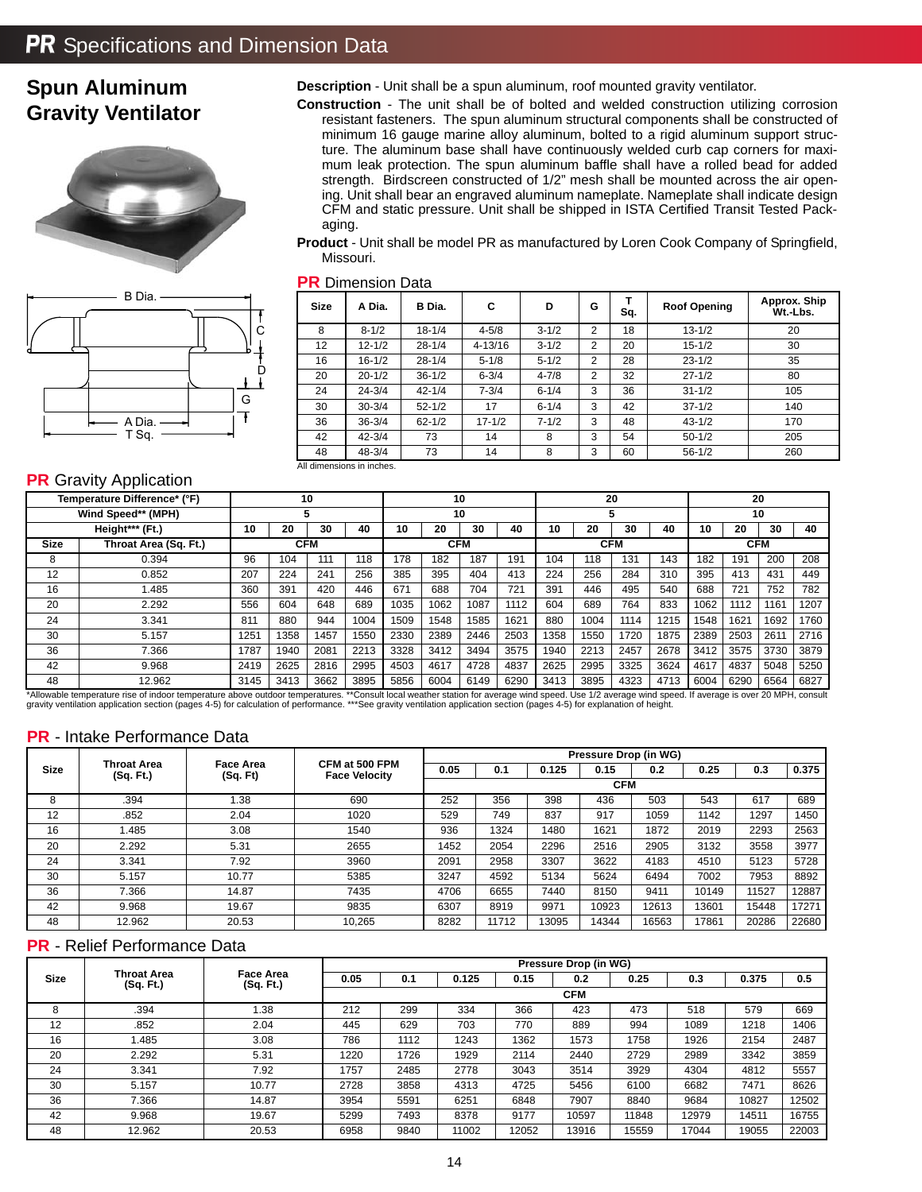# PR Specifications and Dimension Data

## Spun Aluminum Gravity Ventilator

**Description** - Unit shall be a spun aluminum, roof mounted gravity ventilator.

**Construction** - The unit shall be of bolted and welded construction utilizing corrosion resistant fasteners. The spun aluminum structural components shall be constructed of minimum 16 gauge marine alloy aluminum, bolted to a rigid aluminum support structure. The aluminum base shall have continuously welded curb cap corners for maximum leak protection. The spun aluminum baffle shall have a rolled bead for added strength. Birdscreen constructed of 1/2" mesh shall be mounted across the air opening. Unit shall bear an engraved aluminum nameplate. Nameplate shall indicate design CFM and static pressure. Unit shall be shipped in ISTA Certified Transit Tested Packaging.

**Product** - Unit shall be model PR as manufactured by Loren Cook Company of Springfield, Missouri.

B Dia.
C
D
G
A Dia.
T Sq.

### PR Dimension Data

| Size | A Dia. | B Dia. | C | D | G | T Sq. | Roof Opening | Approx. Ship Wt.-Lbs. |
|---|---|---|---|---|---|---|---|---|
| 8 | 8-1/2 | 18-1/4 | 4-5/8 | 3-1/2 | 2 | 18 | 13-1/2 | 20 |
| 12 | 12-1/2 | 28-1/4 | 4-13/16 | 3-1/2 | 2 | 20 | 15-1/2 | 30 |
| 16 | 16-1/2 | 28-1/4 | 5-1/8 | 5-1/2 | 2 | 28 | 23-1/2 | 35 |
| 20 | 20-1/2 | 36-1/2 | 6-3/4 | 4-7/8 | 2 | 32 | 27-1/2 | 80 |
| 24 | 24-3/4 | 42-1/4 | 7-3/4 | 6-1/4 | 3 | 36 | 31-1/2 | 105 |
| 30 | 30-3/4 | 52-1/2 | 17 | 6-1/4 | 3 | 42 | 37-1/2 | 140 |
| 36 | 36-3/4 | 62-1/2 | 17-1/2 | 7-1/2 | 3 | 48 | 43-1/2 | 170 |
| 42 | 42-3/4 | 73 | 14 | 8 | 3 | 54 | 50-1/2 | 205 |
| 48 | 48-3/4 | 73 | 14 | 8 | 3 | 60 | 56-1/2 | 260 |

All dimensions in inches.

### PR Gravity Application

| Temperature Difference* (°F) | | 10 | | | | 10 | | | | 20 | | | | 20 | | | |
|---|---|---|---|---|---|---|---|---|---|---|---|---|---|---|---|---|---|
| Wind Speed** (MPH) | | 5 | | | | 10 | | | | 5 | | | | 10 | | | |
| Height*** (Ft.) | | 10 | 20 | 30 | 40 | 10 | 20 | 30 | 40 | 10 | 20 | 30 | 40 | 10 | 20 | 30 | 40 |
| Size | Throat Area (Sq. Ft.) | CFM | | | | CFM | | | | CFM | | | | CFM | | | |
| 8 | 0.394 | 96 | 104 | 111 | 118 | 178 | 182 | 187 | 191 | 104 | 118 | 131 | 143 | 182 | 191 | 200 | 208 |
| 12 | 0.852 | 207 | 224 | 241 | 256 | 385 | 395 | 404 | 413 | 224 | 256 | 284 | 310 | 395 | 413 | 431 | 449 |
| 16 | 1.485 | 360 | 391 | 420 | 446 | 671 | 688 | 704 | 721 | 391 | 446 | 495 | 540 | 688 | 721 | 752 | 782 |
| 20 | 2.292 | 556 | 604 | 648 | 689 | 1035 | 1062 | 1087 | 1112 | 604 | 689 | 764 | 833 | 1062 | 1112 | 1161 | 1207 |
| 24 | 3.341 | 811 | 880 | 944 | 1004 | 1509 | 1548 | 1585 | 1621 | 880 | 1004 | 1114 | 1215 | 1548 | 1621 | 1692 | 1760 |
| 30 | 5.157 | 1251 | 1358 | 1457 | 1550 | 2330 | 2389 | 2446 | 2503 | 1358 | 1550 | 1720 | 1875 | 2389 | 2503 | 2611 | 2716 |
| 36 | 7.366 | 1787 | 1940 | 2081 | 2213 | 3328 | 3412 | 3494 | 3575 | 1940 | 2213 | 2457 | 2678 | 3412 | 3575 | 3730 | 3879 |
| 42 | 9.968 | 2419 | 2625 | 2816 | 2995 | 4503 | 4617 | 4728 | 4837 | 2625 | 2995 | 3325 | 3624 | 4617 | 4837 | 5048 | 5250 |
| 48 | 12.962 | 3145 | 3413 | 3662 | 3895 | 5856 | 6004 | 6149 | 6290 | 3413 | 3895 | 4323 | 4713 | 6004 | 6290 | 6564 | 6827 |

*Allowable temperature rise of indoor temperature above outdoor temperatures. **Consult local weather station for average wind speed. Use 1/2 average wind speed. If average is over 20 MPH, consult gravity ventilation application section (pages 4-5) for calculation of performance. ***See gravity ventilation application section (pages 4-5) for explanation of height.

### PR - Intake Performance Data

| Size | Throat Area (Sq. Ft.) | Face Area (Sq. Ft) | CFM at 500 FPM Face Velocity | Pressure Drop (in WG) | | | | | | | |
|---|---|---|---|---|---|---|---|---|---|---|---|
| | | | | 0.05 | 0.1 | 0.125 | 0.15 | 0.2 | 0.25 | 0.3 | 0.375 |
| | | | | CFM | | | | | | | |
| 8 | .394 | 1.38 | 690 | 252 | 356 | 398 | 436 | 503 | 543 | 617 | 689 |
| 12 | .852 | 2.04 | 1020 | 529 | 749 | 837 | 917 | 1059 | 1142 | 1297 | 1450 |
| 16 | 1.485 | 3.08 | 1540 | 936 | 1324 | 1480 | 1621 | 1872 | 2019 | 2293 | 2563 |
| 20 | 2.292 | 5.31 | 2655 | 1452 | 2054 | 2296 | 2516 | 2905 | 3132 | 3558 | 3977 |
| 24 | 3.341 | 7.92 | 3960 | 2091 | 2958 | 3307 | 3622 | 4183 | 4510 | 5123 | 5728 |
| 30 | 5.157 | 10.77 | 5385 | 3247 | 4592 | 5134 | 5624 | 6494 | 7002 | 7953 | 8892 |
| 36 | 7.366 | 14.87 | 7435 | 4706 | 6655 | 7440 | 8150 | 9411 | 10149 | 11527 | 12887 |
| 42 | 9.968 | 19.67 | 9835 | 6307 | 8919 | 9971 | 10923 | 12613 | 13601 | 15448 | 17271 |
| 48 | 12.962 | 20.53 | 10,265 | 8282 | 11712 | 13095 | 14344 | 16563 | 17861 | 20286 | 22680 |

### PR - Relief Performance Data

| Size | Throat Area (Sq. Ft.) | Face Area (Sq. Ft.) | Pressure Drop (in WG) | | | | | | | | |
|---|---|---|---|---|---|---|---|---|---|---|---|
| | | | 0.05 | 0.1 | 0.125 | 0.15 | 0.2 | 0.25 | 0.3 | 0.375 | 0.5 |
| | | | CFM | | | | | | | | |
| 8 | .394 | 1.38 | 212 | 299 | 334 | 366 | 423 | 473 | 518 | 579 | 669 |
| 12 | .852 | 2.04 | 445 | 629 | 703 | 770 | 889 | 994 | 1089 | 1218 | 1406 |
| 16 | 1.485 | 3.08 | 786 | 1112 | 1243 | 1362 | 1573 | 1758 | 1926 | 2154 | 2487 |
| 20 | 2.292 | 5.31 | 1220 | 1726 | 1929 | 2114 | 2440 | 2729 | 2989 | 3342 | 3859 |
| 24 | 3.341 | 7.92 | 1757 | 2485 | 2778 | 3043 | 3514 | 3929 | 4304 | 4812 | 5557 |
| 30 | 5.157 | 10.77 | 2728 | 3858 | 4313 | 4725 | 5456 | 6100 | 6682 | 7471 | 8626 |
| 36 | 7.366 | 14.87 | 3954 | 5591 | 6251 | 6848 | 7907 | 8840 | 9684 | 10827 | 12502 |
| 42 | 9.968 | 19.67 | 5299 | 7493 | 8378 | 9177 | 10597 | 11848 | 12979 | 14511 | 16755 |
| 48 | 12.962 | 20.53 | 6958 | 9840 | 11002 | 12052 | 13916 | 15559 | 17044 | 19055 | 22003 |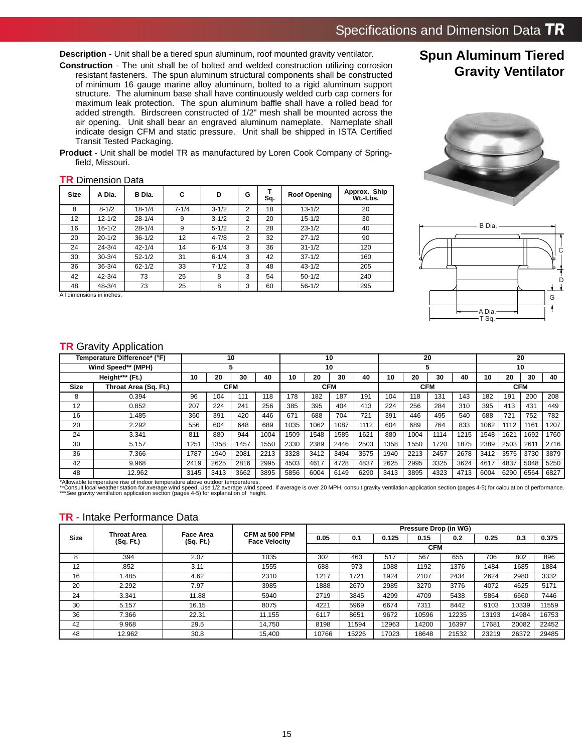## Spun Aluminum Tiered Gravity Ventilator

**Description** - Unit shall be a tiered spun aluminum, roof mounted gravity ventilator.

**Construction** - The unit shall be of bolted and welded construction utilizing corrosion resistant fasteners. The spun aluminum structural components shall be constructed of minimum 16 gauge marine alloy aluminum, bolted to a rigid aluminum support structure. The aluminum base shall have continuously welded curb cap corners for maximum leak protection. The spun aluminum baffle shall have a rolled bead for added strength. Birdscreen constructed of 1/2" mesh shall be mounted across the air opening. Unit shall bear an engraved aluminum nameplate. Nameplate shall indicate design CFM and static pressure. Unit shall be shipped in ISTA Certified Transit Tested Packaging.

**Product** - Unit shall be model TR as manufactured by Loren Cook Company of Springfield, Missouri.

### TR Dimension Data

| Size | A Dia. | B Dia. | C | D | G | T Sq. | Roof Opening | Approx. Ship Wt.-Lbs. |
|---|---|---|---|---|---|---|---|---|
| 8 | 8-1/2 | 18-1/4 | 7-1/4 | 3-1/2 | 2 | 18 | 13-1/2 | 20 |
| 12 | 12-1/2 | 28-1/4 | 9 | 3-1/2 | 2 | 20 | 15-1/2 | 30 |
| 16 | 16-1/2 | 28-1/4 | 9 | 5-1/2 | 2 | 28 | 23-1/2 | 40 |
| 20 | 20-1/2 | 36-1/2 | 12 | 4-7/8 | 2 | 32 | 27-1/2 | 90 |
| 24 | 24-3/4 | 42-1/4 | 14 | 6-1/4 | 3 | 36 | 31-1/2 | 120 |
| 30 | 30-3/4 | 52-1/2 | 31 | 6-1/4 | 3 | 42 | 37-1/2 | 160 |
| 36 | 36-3/4 | 62-1/2 | 33 | 7-1/2 | 3 | 48 | 43-1/2 | 205 |
| 42 | 42-3/4 | 73 | 25 | 8 | 3 | 54 | 50-1/2 | 240 |
| 48 | 48-3/4 | 73 | 25 | 8 | 3 | 60 | 56-1/2 | 295 |

All dimensions in inches.

B Dia.
C
D
G
A Dia.
T Sq.

### TR Gravity Application

| Temperature Difference* (°F) | | 10 | | | | 10 | | | | 20 | | | | 20 | | | |
|---|---|---|---|---|---|---|---|---|---|---|---|---|---|---|---|---|---|
| Wind Speed** (MPH) | | 5 | | | | 10 | | | | 5 | | | | 10 | | | |
| Height*** (Ft.) | | 10 | 20 | 30 | 40 | 10 | 20 | 30 | 40 | 10 | 20 | 30 | 40 | 10 | 20 | 30 | 40 |
| Size | Throat Area (Sq. Ft.) | CFM | | | | CFM | | | | CFM | | | | CFM | | | |
| 8 | 0.394 | 96 | 104 | 111 | 118 | 178 | 182 | 187 | 191 | 104 | 118 | 131 | 143 | 182 | 191 | 200 | 208 |
| 12 | 0.852 | 207 | 224 | 241 | 256 | 385 | 395 | 404 | 413 | 224 | 256 | 284 | 310 | 395 | 413 | 431 | 449 |
| 16 | 1.485 | 360 | 391 | 420 | 446 | 671 | 688 | 704 | 721 | 391 | 446 | 495 | 540 | 688 | 721 | 752 | 782 |
| 20 | 2.292 | 556 | 604 | 648 | 689 | 1035 | 1062 | 1087 | 1112 | 604 | 689 | 764 | 833 | 1062 | 1112 | 1161 | 1207 |
| 24 | 3.341 | 811 | 880 | 944 | 1004 | 1509 | 1548 | 1585 | 1621 | 880 | 1004 | 1114 | 1215 | 1548 | 1621 | 1692 | 1760 |
| 30 | 5.157 | 1251 | 1358 | 1457 | 1550 | 2330 | 2389 | 2446 | 2503 | 1358 | 1550 | 1720 | 1875 | 2389 | 2503 | 2611 | 2716 |
| 36 | 7.366 | 1787 | 1940 | 2081 | 2213 | 3328 | 3412 | 3494 | 3575 | 1940 | 2213 | 2457 | 2678 | 3412 | 3575 | 3730 | 3879 |
| 42 | 9.968 | 2419 | 2625 | 2816 | 2995 | 4503 | 4617 | 4728 | 4837 | 2625 | 2995 | 3325 | 3624 | 4617 | 4837 | 5048 | 5250 |
| 48 | 12.962 | 3145 | 3413 | 3662 | 3895 | 5856 | 6004 | 6149 | 6290 | 3413 | 3895 | 4323 | 4713 | 6004 | 6290 | 6564 | 6827 |

*Allowable temperature rise of indoor temperature above outdoor temperatures.
**Consult local weather station for average wind speed. Use 1/2 average wind speed. If average is over 20 MPH, consult gravity ventilation application section (pages 4-5) for calculation of performance.
***See gravity ventilation application section (pages 4-5) for explanation of height.

### TR - Intake Performance Data

| Size | Throat Area (Sq. Ft.) | Face Area (Sq. Ft.) | CFM at 500 FPM Face Velocity | Pressure Drop (in WG) | | | | | | | |
|---|---|---|---|---|---|---|---|---|---|---|---|
| | | | | 0.05 | 0.1 | 0.125 | 0.15 | 0.2 | 0.25 | 0.3 | 0.375 |
| | | | | CFM | | | | | | | |
| 8 | .394 | 2.07 | 1035 | 302 | 463 | 517 | 567 | 655 | 706 | 802 | 896 |
| 12 | .852 | 3.11 | 1555 | 688 | 973 | 1088 | 1192 | 1376 | 1484 | 1685 | 1884 |
| 16 | 1.485 | 4.62 | 2310 | 1217 | 1721 | 1924 | 2107 | 2434 | 2624 | 2980 | 3332 |
| 20 | 2.292 | 7.97 | 3985 | 1888 | 2670 | 2985 | 3270 | 3776 | 4072 | 4625 | 5171 |
| 24 | 3.341 | 11.88 | 5940 | 2719 | 3845 | 4299 | 4709 | 5438 | 5864 | 6660 | 7446 |
| 30 | 5.157 | 16.15 | 8075 | 4221 | 5969 | 6674 | 7311 | 8442 | 9103 | 10339 | 11559 |
| 36 | 7.366 | 22.31 | 11,155 | 6117 | 8651 | 9672 | 10596 | 12235 | 13193 | 14984 | 16753 |
| 42 | 9.968 | 29.5 | 14,750 | 8198 | 11594 | 12963 | 14200 | 16397 | 17681 | 20082 | 22452 |
| 48 | 12.962 | 30.8 | 15,400 | 10766 | 15226 | 17023 | 18648 | 21532 | 23219 | 26372 | 29485 |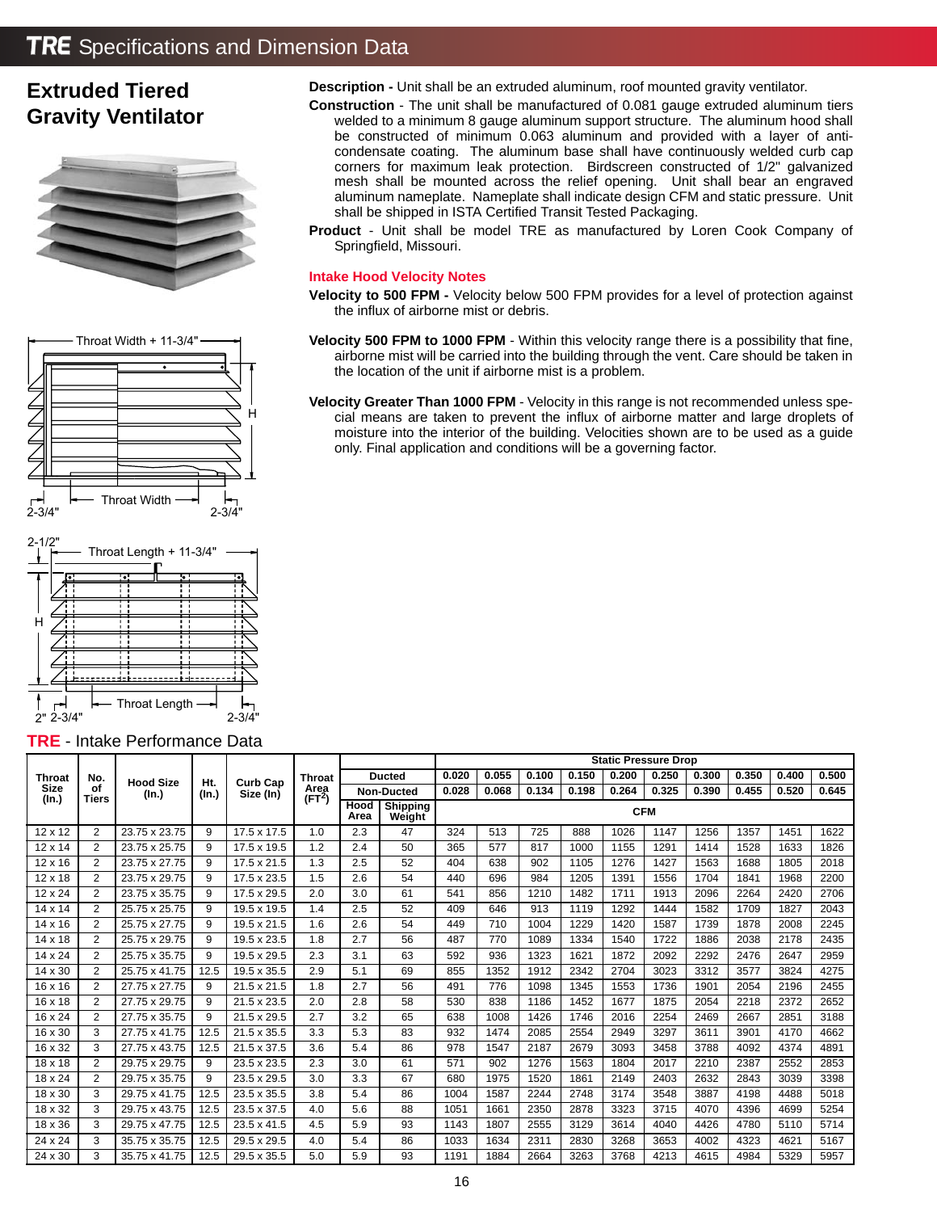# TRE Specifications and Dimension Data

## Extruded Tiered Gravity Ventilator

**Description -** Unit shall be an extruded aluminum, roof mounted gravity ventilator.

**Construction** - The unit shall be manufactured of 0.081 gauge extruded aluminum tiers welded to a minimum 8 gauge aluminum support structure. The aluminum hood shall be constructed of minimum 0.063 aluminum and provided with a layer of anti-condensate coating. The aluminum base shall have continuously welded curb cap corners for maximum leak protection. Birdscreen constructed of 1/2" galvanized mesh shall be mounted across the relief opening. Unit shall bear an engraved aluminum nameplate. Nameplate shall indicate design CFM and static pressure. Unit shall be shipped in ISTA Certified Transit Tested Packaging.

**Product** - Unit shall be model TRE as manufactured by Loren Cook Company of Springfield, Missouri.

### Intake Hood Velocity Notes

**Velocity to 500 FPM -** Velocity below 500 FPM provides for a level of protection against the influx of airborne mist or debris.

**Velocity 500 FPM to 1000 FPM** - Within this velocity range there is a possibility that fine, airborne mist will be carried into the building through the vent. Care should be taken in the location of the unit if airborne mist is a problem.

**Velocity Greater Than 1000 FPM** - Velocity in this range is not recommended unless special means are taken to prevent the influx of airborne matter and large droplets of moisture into the interior of the building. Velocities shown are to be used as a guide only. Final application and conditions will be a governing factor.

Throat Width + 11-3/4"

H

2-3/4" Throat Width 2-3/4"

2-1/2" Throat Length + 11-3/4"

H

2" 2-3/4" Throat Length 2-3/4"

## TRE - Intake Performance Data

| Throat Size (In.) | No. of Tiers | Hood Size (In.) | Ht. (In.) | Curb Cap Size (In) | Throat Area (FT²) | Static Pressure Drop | | 0.020 | 0.055 | 0.100 | 0.150 | 0.200 | 0.250 | 0.300 | 0.350 | 0.400 | 0.500 |
|---|---|---|---|---|---|---|---|---|---|---|---|---|---|---|---|---|---|
| | | | | | | Ducted | | | | | | | | | | | |
| | | | | | | Non-Ducted | | 0.028 | 0.068 | 0.134 | 0.198 | 0.264 | 0.325 | 0.390 | 0.455 | 0.520 | 0.645 |
| | | | | | | Hood Area | Shipping Weight | CFM | | | | | | | | | |
| 12 x 12 | 2 | 23.75 x 23.75 | 9 | 17.5 x 17.5 | 1.0 | 2.3 | 47 | 324 | 513 | 725 | 888 | 1026 | 1147 | 1256 | 1357 | 1451 | 1622 |
| 12 x 14 | 2 | 23.75 x 25.75 | 9 | 17.5 x 19.5 | 1.2 | 2.4 | 50 | 365 | 577 | 817 | 1000 | 1155 | 1291 | 1414 | 1528 | 1633 | 1826 |
| 12 x 16 | 2 | 23.75 x 27.75 | 9 | 17.5 x 21.5 | 1.3 | 2.5 | 52 | 404 | 638 | 902 | 1105 | 1276 | 1427 | 1563 | 1688 | 1805 | 2018 |
| 12 x 18 | 2 | 23.75 x 29.75 | 9 | 17.5 x 23.5 | 1.5 | 2.6 | 54 | 440 | 696 | 984 | 1205 | 1391 | 1556 | 1704 | 1841 | 1968 | 2200 |
| 12 x 24 | 2 | 23.75 x 35.75 | 9 | 17.5 x 29.5 | 2.0 | 3.0 | 61 | 541 | 856 | 1210 | 1482 | 1711 | 1913 | 2096 | 2264 | 2420 | 2706 |
| 14 x 14 | 2 | 25.75 x 25.75 | 9 | 19.5 x 19.5 | 1.4 | 2.5 | 52 | 409 | 646 | 913 | 1119 | 1292 | 1444 | 1582 | 1709 | 1827 | 2043 |
| 14 x 16 | 2 | 25.75 x 27.75 | 9 | 19.5 x 21.5 | 1.6 | 2.6 | 54 | 449 | 710 | 1004 | 1229 | 1420 | 1587 | 1739 | 1878 | 2008 | 2245 |
| 14 x 18 | 2 | 25.75 x 29.75 | 9 | 19.5 x 23.5 | 1.8 | 2.7 | 56 | 487 | 770 | 1089 | 1334 | 1540 | 1722 | 1886 | 2038 | 2178 | 2435 |
| 14 x 24 | 2 | 25.75 x 35.75 | 9 | 19.5 x 29.5 | 2.3 | 3.1 | 63 | 592 | 936 | 1323 | 1621 | 1872 | 2092 | 2292 | 2476 | 2647 | 2959 |
| 14 x 30 | 2 | 25.75 x 41.75 | 12.5 | 19.5 x 35.5 | 2.9 | 5.1 | 69 | 855 | 1352 | 1912 | 2342 | 2704 | 3023 | 3312 | 3577 | 3824 | 4275 |
| 16 x 16 | 2 | 27.75 x 27.75 | 9 | 21.5 x 21.5 | 1.8 | 2.7 | 56 | 491 | 776 | 1098 | 1345 | 1553 | 1736 | 1901 | 2054 | 2196 | 2455 |
| 16 x 18 | 2 | 27.75 x 29.75 | 9 | 21.5 x 23.5 | 2.0 | 2.8 | 58 | 530 | 838 | 1186 | 1452 | 1677 | 1875 | 2054 | 2218 | 2372 | 2652 |
| 16 x 24 | 2 | 27.75 x 35.75 | 9 | 21.5 x 29.5 | 2.7 | 3.2 | 65 | 638 | 1008 | 1426 | 1746 | 2016 | 2254 | 2469 | 2667 | 2851 | 3188 |
| 16 x 30 | 3 | 27.75 x 41.75 | 12.5 | 21.5 x 35.5 | 3.3 | 5.3 | 83 | 932 | 1474 | 2085 | 2554 | 2949 | 3297 | 3611 | 3901 | 4170 | 4662 |
| 16 x 32 | 3 | 27.75 x 43.75 | 12.5 | 21.5 x 37.5 | 3.6 | 5.4 | 86 | 978 | 1547 | 2187 | 2679 | 3093 | 3458 | 3788 | 4092 | 4374 | 4891 |
| 18 x 18 | 2 | 29.75 x 29.75 | 9 | 23.5 x 23.5 | 2.3 | 3.0 | 61 | 571 | 902 | 1276 | 1563 | 1804 | 2017 | 2210 | 2387 | 2552 | 2853 |
| 18 x 24 | 2 | 29.75 x 35.75 | 9 | 23.5 x 29.5 | 3.0 | 3.3 | 67 | 680 | 1975 | 1520 | 1861 | 2149 | 2403 | 2632 | 2843 | 3039 | 3398 |
| 18 x 30 | 3 | 29.75 x 41.75 | 12.5 | 23.5 x 35.5 | 3.8 | 5.4 | 86 | 1004 | 1587 | 2244 | 2748 | 3174 | 3548 | 3887 | 4198 | 4488 | 5018 |
| 18 x 32 | 3 | 29.75 x 43.75 | 12.5 | 23.5 x 37.5 | 4.0 | 5.6 | 88 | 1051 | 1661 | 2350 | 2878 | 3323 | 3715 | 4070 | 4396 | 4699 | 5254 |
| 18 x 36 | 3 | 29.75 x 47.75 | 12.5 | 23.5 x 41.5 | 4.5 | 5.9 | 93 | 1143 | 1807 | 2555 | 3129 | 3614 | 4040 | 4426 | 4780 | 5110 | 5714 |
| 24 x 24 | 3 | 35.75 x 35.75 | 12.5 | 29.5 x 29.5 | 4.0 | 5.4 | 86 | 1033 | 1634 | 2311 | 2830 | 3268 | 3653 | 4002 | 4323 | 4621 | 5167 |
| 24 x 30 | 3 | 35.75 x 41.75 | 12.5 | 29.5 x 35.5 | 5.0 | 5.9 | 93 | 1191 | 1884 | 2664 | 3263 | 3768 | 4213 | 4615 | 4984 | 5329 | 5957 |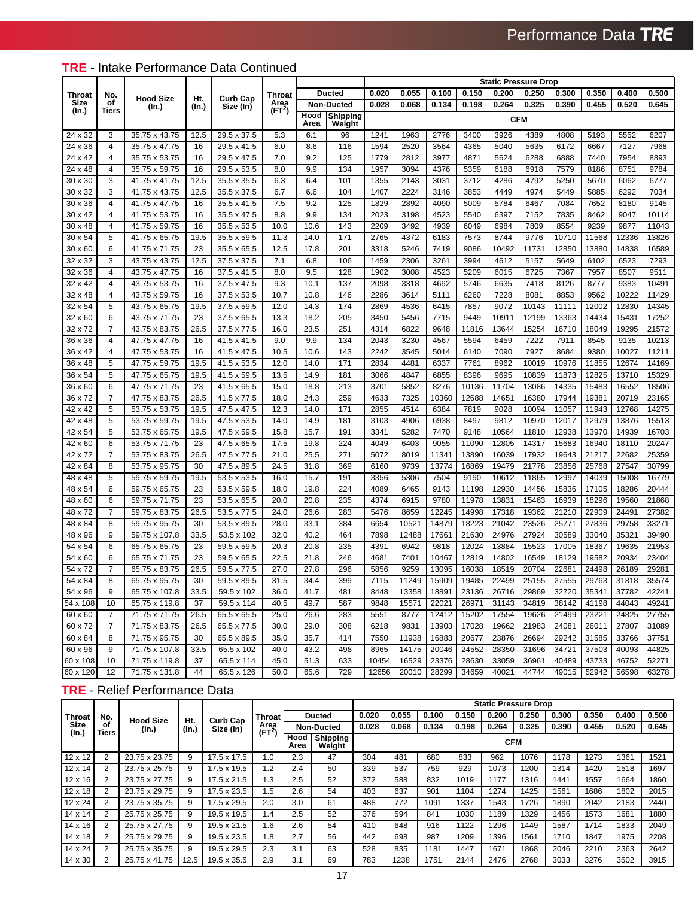## TRE - Intake Performance Data Continued

| Throat Size (In.) | No. of Tiers | Hood Size (In.) | Ht. (In.) | Curb Cap Size (In) | Throat Area ($FT^2$) | Ducted | | Static Pressure Drop | | | | | | | | | |
|---|---|---|---|---|---|---|---|---|---|---|---|---|---|---|---|---|---|
| | | | | | | Ducted | | 0.020 | 0.055 | 0.100 | 0.150 | 0.200 | 0.250 | 0.300 | 0.350 | 0.400 | 0.500 |
| | | | | | | Non-Ducted | | 0.028 | 0.068 | 0.134 | 0.198 | 0.264 | 0.325 | 0.390 | 0.455 | 0.520 | 0.645 |
| | | | | | | Hood Area | Shipping Weight | CFM | | | | | | | | | |
| 24 x 32 | 3 | 35.75 x 43.75 | 12.5 | 29.5 x 37.5 | 5.3 | 6.1 | 96 | 1241 | 1963 | 2776 | 3400 | 3926 | 4389 | 4808 | 5193 | 5552 | 6207 |
| 24 x 36 | 4 | 35.75 x 47.75 | 16 | 29.5 x 41.5 | 6.0 | 8.6 | 116 | 1594 | 2520 | 3564 | 4365 | 5040 | 5635 | 6172 | 6667 | 7127 | 7968 |
| 24 x 42 | 4 | 35.75 x 53.75 | 16 | 29.5 x 47.5 | 7.0 | 9.2 | 125 | 1779 | 2812 | 3977 | 4871 | 5624 | 6288 | 6888 | 7440 | 7954 | 8893 |
| 24 x 48 | 4 | 35.75 x 59.75 | 16 | 29.5 x 53.5 | 8.0 | 9.9 | 134 | 1957 | 3094 | 4376 | 5359 | 6188 | 6918 | 7579 | 8186 | 8751 | 9784 |
| 30 x 30 | 3 | 41.75 x 41.75 | 12.5 | 35.5 x 35.5 | 6.3 | 6.4 | 101 | 1355 | 2143 | 3031 | 3712 | 4286 | 4792 | 5250 | 5670 | 6062 | 6777 |
| 30 x 32 | 3 | 41.75 x 43.75 | 12.5 | 35.5 x 37.5 | 6.7 | 6.6 | 104 | 1407 | 2224 | 3146 | 3853 | 4449 | 4974 | 5449 | 5885 | 6292 | 7034 |
| 30 x 36 | 4 | 41.75 x 47.75 | 16 | 35.5 x 41.5 | 7.5 | 9.2 | 125 | 1829 | 2892 | 4090 | 5009 | 5784 | 6467 | 7084 | 7652 | 8180 | 9145 |
| 30 x 42 | 4 | 41.75 x 53.75 | 16 | 35.5 x 47.5 | 8.8 | 9.9 | 134 | 2023 | 3198 | 4523 | 5540 | 6397 | 7152 | 7835 | 8462 | 9047 | 10114 |
| 30 x 48 | 4 | 41.75 x 59.75 | 16 | 35.5 x 53.5 | 10.0 | 10.6 | 143 | 2209 | 3492 | 4939 | 6049 | 6984 | 7809 | 8554 | 9239 | 9877 | 11043 |
| 30 x 54 | 5 | 41.75 x 65.75 | 19.5 | 35.5 x 59.5 | 11.3 | 14.0 | 171 | 2765 | 4372 | 6183 | 7573 | 8744 | 9776 | 10710 | 11568 | 12336 | 13826 |
| 30 x 60 | 6 | 41.75 x 71.75 | 23 | 35.5 x 65.5 | 12.5 | 17.8 | 201 | 3318 | 5246 | 7419 | 9086 | 10492 | 11731 | 12850 | 13880 | 14838 | 16589 |
| 32 x 32 | 3 | 43.75 x 43.75 | 12.5 | 37.5 x 37.5 | 7.1 | 6.8 | 106 | 1459 | 2306 | 3261 | 3994 | 4612 | 5157 | 5649 | 6102 | 6523 | 7293 |
| 32 x 36 | 4 | 43.75 x 47.75 | 16 | 37.5 x 41.5 | 8.0 | 9.5 | 128 | 1902 | 3008 | 4523 | 5209 | 6015 | 6725 | 7367 | 7957 | 8507 | 9511 |
| 32 x 42 | 4 | 43.75 x 53.75 | 16 | 37.5 x 47.5 | 9.3 | 10.1 | 137 | 2098 | 3318 | 4692 | 5746 | 6635 | 7418 | 8126 | 8777 | 9383 | 10491 |
| 32 x 48 | 4 | 43.75 x 59.75 | 16 | 37.5 x 53.5 | 10.7 | 10.8 | 146 | 2286 | 3614 | 5111 | 6260 | 7228 | 8081 | 8853 | 9562 | 10222 | 11429 |
| 32 x 54 | 5 | 43.75 x 65.75 | 19.5 | 37.5 x 59.5 | 12.0 | 14.3 | 174 | 2869 | 4536 | 6415 | 7857 | 9072 | 10143 | 11111 | 12002 | 12830 | 14345 |
| 32 x 60 | 6 | 43.75 x 71.75 | 23 | 37.5 x 65.5 | 13.3 | 18.2 | 205 | 3450 | 5456 | 7715 | 9449 | 10911 | 12199 | 13363 | 14434 | 15431 | 17252 |
| 32 x 72 | 7 | 43.75 x 83.75 | 26.5 | 37.5 x 77.5 | 16.0 | 23.5 | 251 | 4314 | 6822 | 9648 | 11816 | 13644 | 15254 | 16710 | 18049 | 19295 | 21572 |
| 36 x 36 | 4 | 47.75 x 47.75 | 16 | 41.5 x 41.5 | 9.0 | 9.9 | 134 | 2043 | 3230 | 4567 | 5594 | 6459 | 7222 | 7911 | 8545 | 9135 | 10213 |
| 36 x 42 | 4 | 47.75 x 53.75 | 16 | 41.5 x 47.5 | 10.5 | 10.6 | 143 | 2242 | 3545 | 5014 | 6140 | 7090 | 7927 | 8684 | 9380 | 10027 | 11211 |
| 36 x 48 | 5 | 47.75 x 59.75 | 19.5 | 41.5 x 53.5 | 12.0 | 14.0 | 171 | 2834 | 4481 | 6337 | 7761 | 8962 | 10019 | 10976 | 11855 | 12674 | 14169 |
| 36 x 54 | 5 | 47.75 x 65.75 | 19.5 | 41.5 x 59.5 | 13.5 | 14.9 | 181 | 3066 | 4847 | 6855 | 8396 | 9695 | 10839 | 11873 | 12825 | 13710 | 15329 |
| 36 x 60 | 6 | 47.75 x 71.75 | 23 | 41.5 x 65.5 | 15.0 | 18.8 | 213 | 3701 | 5852 | 8276 | 10136 | 11704 | 13086 | 14335 | 15483 | 16552 | 18506 |
| 36 x 72 | 7 | 47.75 x 83.75 | 26.5 | 41.5 x 77.5 | 18.0 | 24.3 | 259 | 4633 | 7325 | 10360 | 12688 | 14651 | 16380 | 17944 | 19381 | 20719 | 23165 |
| 42 x 42 | 5 | 53.75 x 53.75 | 19.5 | 47.5 x 47.5 | 12.3 | 14.0 | 171 | 2855 | 4514 | 6384 | 7819 | 9028 | 10094 | 11057 | 11943 | 12768 | 14275 |
| 42 x 48 | 5 | 53.75 x 59.75 | 19.5 | 47.5 x 53.5 | 14.0 | 14.9 | 181 | 3103 | 4906 | 6938 | 8497 | 9812 | 10970 | 12017 | 12979 | 13876 | 15513 |
| 42 x 54 | 5 | 53.75 x 65.75 | 19.5 | 47.5 x 59.5 | 15.8 | 15.7 | 191 | 3341 | 5282 | 7470 | 9148 | 10564 | 11810 | 12938 | 13970 | 14939 | 16703 |
| 42 x 60 | 6 | 53.75 x 71.75 | 23 | 47.5 x 65.5 | 17.5 | 19.8 | 224 | 4049 | 6403 | 9055 | 11090 | 12805 | 14317 | 15683 | 16940 | 18110 | 20247 |
| 42 x 72 | 7 | 53.75 x 83.75 | 26.5 | 47.5 x 77.5 | 21.0 | 25.5 | 271 | 5072 | 8019 | 11341 | 13890 | 16039 | 17932 | 19643 | 21217 | 22682 | 25359 |
| 42 x 84 | 8 | 53.75 x 95.75 | 30 | 47.5 x 89.5 | 24.5 | 31.8 | 369 | 6160 | 9739 | 13774 | 16869 | 19479 | 21778 | 23856 | 25768 | 27547 | 30799 |
| 48 x 48 | 5 | 59.75 x 59.75 | 19.5 | 53.5 x 53.5 | 16.0 | 15.7 | 191 | 3356 | 5306 | 7504 | 9190 | 10612 | 11865 | 12997 | 14039 | 15008 | 16779 |
| 48 x 54 | 6 | 59.75 x 65.75 | 23 | 53.5 x 59.5 | 18.0 | 19.8 | 224 | 4089 | 6465 | 9143 | 11198 | 12930 | 14456 | 15836 | 17105 | 18286 | 20444 |
| 48 x 60 | 6 | 59.75 x 71.75 | 23 | 53.5 x 65.5 | 20.0 | 20.8 | 235 | 4374 | 6915 | 9780 | 11978 | 13831 | 15463 | 16939 | 18296 | 19560 | 21868 |
| 48 x 72 | 7 | 59.75 x 83.75 | 26.5 | 53.5 x 77.5 | 24.0 | 26.6 | 283 | 5476 | 8659 | 12245 | 14998 | 17318 | 19362 | 21210 | 22909 | 24491 | 27382 |
| 48 x 84 | 8 | 59.75 x 95.75 | 30 | 53.5 x 89.5 | 28.0 | 33.1 | 384 | 6654 | 10521 | 14879 | 18223 | 21042 | 23526 | 25771 | 27836 | 29758 | 33271 |
| 48 x 96 | 9 | 59.75 x 107.8 | 33.5 | 53.5 x 102 | 32.0 | 40.2 | 464 | 7898 | 12488 | 17661 | 21630 | 24976 | 27924 | 30589 | 33040 | 35321 | 39490 |
| 54 x 54 | 6 | 65.75 x 65.75 | 23 | 59.5 x 59.5 | 20.3 | 20.8 | 235 | 4391 | 6942 | 9818 | 12024 | 13884 | 15523 | 17005 | 18367 | 19635 | 21953 |
| 54 x 60 | 6 | 65.75 x 71.75 | 23 | 59.5 x 65.5 | 22.5 | 21.8 | 246 | 4681 | 7401 | 10467 | 12819 | 14802 | 16549 | 18129 | 19582 | 20934 | 23404 |
| 54 x 72 | 7 | 65.75 x 83.75 | 26.5 | 59.5 x 77.5 | 27.0 | 27.8 | 296 | 5856 | 9259 | 13095 | 16038 | 18519 | 20704 | 22681 | 24498 | 26189 | 29281 |
| 54 x 84 | 8 | 65.75 x 95.75 | 30 | 59.5 x 89.5 | 31.5 | 34.4 | 399 | 7115 | 11249 | 15909 | 19485 | 22499 | 25155 | 27555 | 29763 | 31818 | 35574 |
| 54 x 96 | 9 | 65.75 x 107.8 | 33.5 | 59.5 x 102 | 36.0 | 41.7 | 481 | 8448 | 13358 | 18891 | 23136 | 26716 | 29869 | 32720 | 35341 | 37782 | 42241 |
| 54 x 108 | 10 | 65.75 x 119.8 | 37 | 59.5 x 114 | 40.5 | 49.7 | 587 | 9848 | 15571 | 22021 | 26971 | 31143 | 34819 | 38142 | 41198 | 44043 | 49241 |
| 60 x 60 | 7 | 71.75 x 71.75 | 26.5 | 65.5 x 65.5 | 25.0 | 26.6 | 283 | 5551 | 8777 | 12412 | 15202 | 17554 | 19626 | 21499 | 23221 | 24825 | 27755 |
| 60 x 72 | 7 | 71.75 x 83.75 | 26.5 | 65.5 x 77.5 | 30.0 | 29.0 | 308 | 6218 | 9831 | 13903 | 17028 | 19662 | 21983 | 24081 | 26011 | 27807 | 31089 |
| 60 x 84 | 8 | 71.75 x 95.75 | 30 | 65.5 x 89.5 | 35.0 | 35.7 | 414 | 7550 | 11938 | 16883 | 20677 | 23876 | 26694 | 29242 | 31585 | 33766 | 37751 |
| 60 x 96 | 9 | 71.75 x 107.8 | 33.5 | 65.5 x 102 | 40.0 | 43.2 | 498 | 8965 | 14175 | 20046 | 24552 | 28350 | 31696 | 34721 | 37503 | 40093 | 44825 |
| 60 x 108 | 10 | 71.75 x 119.8 | 37 | 65.5 x 114 | 45.0 | 51.3 | 633 | 10454 | 16529 | 23376 | 28630 | 33059 | 36961 | 40489 | 43733 | 46752 | 52271 |
| 60 x 120 | 12 | 71.75 x 131.8 | 44 | 65.5 x 126 | 50.0 | 65.6 | 729 | 12656 | 20010 | 28299 | 34659 | 40021 | 44744 | 49015 | 52942 | 56598 | 63278 |

## TRE - Relief Performance Data

| Throat Size (In.) | No. of Tiers | Hood Size (In.) | Ht. (In.) | Curb Cap Size (In) | Throat Area ($FT^2$) | Ducted | | Static Pressure Drop | | | | | | | | | |
|---|---|---|---|---|---|---|---|---|---|---|---|---|---|---|---|---|---|
| | | | | | | Ducted | | 0.020 | 0.055 | 0.100 | 0.150 | 0.200 | 0.250 | 0.300 | 0.350 | 0.400 | 0.500 |
| | | | | | | Non-Ducted | | 0.028 | 0.068 | 0.134 | 0.198 | 0.264 | 0.325 | 0.390 | 0.455 | 0.520 | 0.645 |
| | | | | | | Hood Area | Shipping Weight | CFM | | | | | | | | | |
| 12 x 12 | 2 | 23.75 x 23.75 | 9 | 17.5 x 17.5 | 1.0 | 2.3 | 47 | 304 | 481 | 680 | 833 | 962 | 1076 | 1178 | 1273 | 1361 | 1521 |
| 12 x 14 | 2 | 23.75 x 25.75 | 9 | 17.5 x 19.5 | 1.2 | 2.4 | 50 | 339 | 537 | 759 | 929 | 1073 | 1200 | 1314 | 1420 | 1518 | 1697 |
| 12 x 16 | 2 | 23.75 x 27.75 | 9 | 17.5 x 21.5 | 1.3 | 2.5 | 52 | 372 | 588 | 832 | 1019 | 1177 | 1316 | 1441 | 1557 | 1664 | 1860 |
| 12 x 18 | 2 | 23.75 x 29.75 | 9 | 17.5 x 23.5 | 1.5 | 2.6 | 54 | 403 | 637 | 901 | 1104 | 1274 | 1425 | 1561 | 1686 | 1802 | 2015 |
| 12 x 24 | 2 | 23.75 x 35.75 | 9 | 17.5 x 29.5 | 2.0 | 3.0 | 61 | 488 | 772 | 1091 | 1337 | 1543 | 1726 | 1890 | 2042 | 2183 | 2440 |
| 14 x 14 | 2 | 25.75 x 25.75 | 9 | 19.5 x 19.5 | 1.4 | 2.5 | 52 | 376 | 594 | 841 | 1030 | 1189 | 1329 | 1456 | 1573 | 1681 | 1880 |
| 14 x 16 | 2 | 25.75 x 27.75 | 9 | 19.5 x 21.5 | 1.6 | 2.6 | 54 | 410 | 648 | 916 | 1122 | 1296 | 1449 | 1587 | 1714 | 1833 | 2049 |
| 14 x 18 | 2 | 25.75 x 29.75 | 9 | 19.5 x 23.5 | 1.8 | 2.7 | 56 | 442 | 698 | 987 | 1209 | 1396 | 1561 | 1710 | 1847 | 1975 | 2208 |
| 14 x 24 | 2 | 25.75 x 35.75 | 9 | 19.5 x 29.5 | 2.3 | 3.1 | 63 | 528 | 835 | 1181 | 1447 | 1671 | 1868 | 2046 | 2210 | 2363 | 2642 |
| 14 x 30 | 2 | 25.75 x 41.75 | 12.5 | 19.5 x 35.5 | 2.9 | 3.1 | 69 | 783 | 1238 | 1751 | 2144 | 2476 | 2768 | 3033 | 3276 | 3502 | 3915 |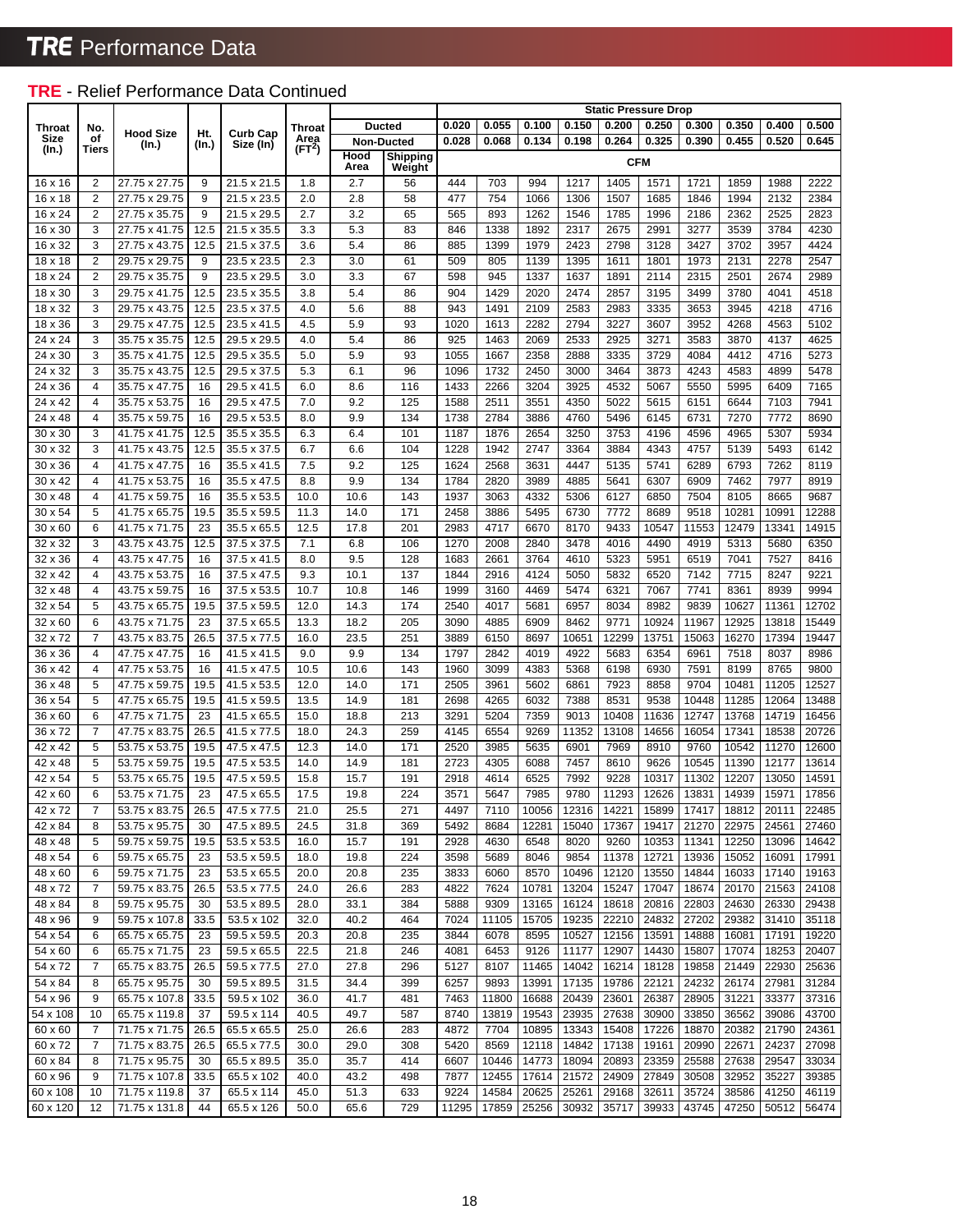# TRE Performance Data

## TRE - Relief Performance Data Continued

| Throat Size (In.) | No. of Tiers | Hood Size (In.) | Ht. (In.) | Curb Cap Size (In) | Throat Area ($FT^2$) | Ducted | | Static Pressure Drop | | | | | | | | | |
|---|---|---|---|---|---|---|---|---|---|---|---|---|---|---|---|---|---|
| | | | | | | Non-Ducted | | 0.020 | 0.055 | 0.100 | 0.150 | 0.200 | 0.250 | 0.300 | 0.350 | 0.400 | 0.500 |
| | | | | | | | | 0.028 | 0.068 | 0.134 | 0.198 | 0.264 | 0.325 | 0.390 | 0.455 | 0.520 | 0.645 |
| | | | | | | Hood Area | Shipping Weight | CFM | | | | | | | | | |
| 16 x 16 | 2 | 27.75 x 27.75 | 9 | 21.5 x 21.5 | 1.8 | 2.7 | 56 | 444 | 703 | 994 | 1217 | 1405 | 1571 | 1721 | 1859 | 1988 | 2222 |
| 16 x 18 | 2 | 27.75 x 29.75 | 9 | 21.5 x 23.5 | 2.0 | 2.8 | 58 | 477 | 754 | 1066 | 1306 | 1507 | 1685 | 1846 | 1994 | 2132 | 2384 |
| 16 x 24 | 2 | 27.75 x 35.75 | 9 | 21.5 x 29.5 | 2.7 | 3.2 | 65 | 565 | 893 | 1262 | 1546 | 1785 | 1996 | 2186 | 2362 | 2525 | 2823 |
| 16 x 30 | 3 | 27.75 x 41.75 | 12.5 | 21.5 x 35.5 | 3.3 | 5.3 | 83 | 846 | 1338 | 1892 | 2317 | 2675 | 2991 | 3277 | 3539 | 3784 | 4230 |
| 16 x 32 | 3 | 27.75 x 43.75 | 12.5 | 21.5 x 37.5 | 3.6 | 5.4 | 86 | 885 | 1399 | 1979 | 2423 | 2798 | 3128 | 3427 | 3702 | 3957 | 4424 |
| 18 x 18 | 2 | 29.75 x 29.75 | 9 | 23.5 x 23.5 | 2.3 | 3.0 | 61 | 509 | 805 | 1139 | 1395 | 1611 | 1801 | 1973 | 2131 | 2278 | 2547 |
| 18 x 24 | 2 | 29.75 x 35.75 | 9 | 23.5 x 29.5 | 3.0 | 3.3 | 67 | 598 | 945 | 1337 | 1637 | 1891 | 2114 | 2315 | 2501 | 2674 | 2989 |
| 18 x 30 | 3 | 29.75 x 41.75 | 12.5 | 23.5 x 35.5 | 3.8 | 5.4 | 86 | 904 | 1429 | 2020 | 2474 | 2857 | 3195 | 3499 | 3780 | 4041 | 4518 |
| 18 x 32 | 3 | 29.75 x 43.75 | 12.5 | 23.5 x 37.5 | 4.0 | 5.6 | 88 | 943 | 1491 | 2109 | 2583 | 2983 | 3335 | 3653 | 3945 | 4218 | 4716 |
| 18 x 36 | 3 | 29.75 x 47.75 | 12.5 | 23.5 x 41.5 | 4.5 | 5.9 | 93 | 1020 | 1613 | 2282 | 2794 | 3227 | 3607 | 3952 | 4268 | 4563 | 5102 |
| 24 x 24 | 3 | 35.75 x 35.75 | 12.5 | 29.5 x 29.5 | 4.0 | 5.4 | 86 | 925 | 1463 | 2069 | 2533 | 2925 | 3271 | 3583 | 3870 | 4137 | 4625 |
| 24 x 30 | 3 | 35.75 x 41.75 | 12.5 | 29.5 x 35.5 | 5.0 | 5.9 | 93 | 1055 | 1667 | 2358 | 2888 | 3335 | 3729 | 4084 | 4412 | 4716 | 5273 |
| 24 x 32 | 3 | 35.75 x 43.75 | 12.5 | 29.5 x 37.5 | 5.3 | 6.1 | 96 | 1096 | 1732 | 2450 | 3000 | 3464 | 3873 | 4243 | 4583 | 4899 | 5478 |
| 24 x 36 | 4 | 35.75 x 47.75 | 16 | 29.5 x 41.5 | 6.0 | 8.6 | 116 | 1433 | 2266 | 3204 | 3925 | 4532 | 5067 | 5550 | 5995 | 6409 | 7165 |
| 24 x 42 | 4 | 35.75 x 53.75 | 16 | 29.5 x 47.5 | 7.0 | 9.2 | 125 | 1588 | 2511 | 3551 | 4350 | 5022 | 5615 | 6151 | 6644 | 7103 | 7941 |
| 24 x 48 | 4 | 35.75 x 59.75 | 16 | 29.5 x 53.5 | 8.0 | 9.9 | 134 | 1738 | 2784 | 3886 | 4760 | 5496 | 6145 | 6731 | 7270 | 7772 | 8690 |
| 30 x 30 | 3 | 41.75 x 41.75 | 12.5 | 35.5 x 35.5 | 6.3 | 6.4 | 101 | 1187 | 1876 | 2654 | 3250 | 3753 | 4196 | 4596 | 4965 | 5307 | 5934 |
| 30 x 32 | 3 | 41.75 x 43.75 | 12.5 | 35.5 x 37.5 | 6.7 | 6.6 | 104 | 1228 | 1942 | 2747 | 3364 | 3884 | 4343 | 4757 | 5139 | 5493 | 6142 |
| 30 x 36 | 4 | 41.75 x 47.75 | 16 | 35.5 x 41.5 | 7.5 | 9.2 | 125 | 1624 | 2568 | 3631 | 4447 | 5135 | 5741 | 6289 | 6793 | 7262 | 8119 |
| 30 x 42 | 4 | 41.75 x 53.75 | 16 | 35.5 x 47.5 | 8.8 | 9.9 | 134 | 1784 | 2820 | 3989 | 4885 | 5641 | 6307 | 6909 | 7462 | 7977 | 8919 |
| 30 x 48 | 4 | 41.75 x 59.75 | 16 | 35.5 x 53.5 | 10.0 | 10.6 | 143 | 1937 | 3063 | 4332 | 5306 | 6127 | 6850 | 7504 | 8105 | 8665 | 9687 |
| 30 x 54 | 5 | 41.75 x 65.75 | 19.5 | 35.5 x 59.5 | 11.3 | 14.0 | 171 | 2458 | 3886 | 5495 | 6730 | 7772 | 8689 | 9518 | 10281 | 10991 | 12288 |
| 30 x 60 | 6 | 41.75 x 71.75 | 23 | 35.5 x 65.5 | 12.5 | 17.8 | 201 | 2983 | 4717 | 6670 | 8170 | 9433 | 10547 | 11553 | 12479 | 13341 | 14915 |
| 32 x 32 | 3 | 43.75 x 43.75 | 12.5 | 37.5 x 37.5 | 7.1 | 6.8 | 106 | 1270 | 2008 | 2840 | 3478 | 4016 | 4490 | 4919 | 5313 | 5680 | 6350 |
| 32 x 36 | 4 | 43.75 x 47.75 | 16 | 37.5 x 41.5 | 8.0 | 9.5 | 128 | 1683 | 2661 | 3764 | 4610 | 5323 | 5951 | 6519 | 7041 | 7527 | 8416 |
| 32 x 42 | 4 | 43.75 x 53.75 | 16 | 37.5 x 47.5 | 9.3 | 10.1 | 137 | 1844 | 2916 | 4124 | 5050 | 5832 | 6520 | 7142 | 7715 | 8247 | 9221 |
| 32 x 48 | 4 | 43.75 x 59.75 | 16 | 37.5 x 53.5 | 10.7 | 10.8 | 146 | 1999 | 3160 | 4469 | 5474 | 6321 | 7067 | 7741 | 8361 | 8939 | 9994 |
| 32 x 54 | 5 | 43.75 x 65.75 | 19.5 | 37.5 x 59.5 | 12.0 | 14.3 | 174 | 2540 | 4017 | 5681 | 6957 | 8034 | 8982 | 9839 | 10627 | 11361 | 12702 |
| 32 x 60 | 6 | 43.75 x 71.75 | 23 | 37.5 x 65.5 | 13.3 | 18.2 | 205 | 3090 | 4885 | 6909 | 8462 | 9771 | 10924 | 11967 | 12925 | 13818 | 15449 |
| 32 x 72 | 7 | 43.75 x 83.75 | 26.5 | 37.5 x 77.5 | 16.0 | 23.5 | 251 | 3889 | 6150 | 8697 | 10651 | 12299 | 13751 | 15063 | 16270 | 17394 | 19447 |
| 36 x 36 | 4 | 47.75 x 47.75 | 16 | 41.5 x 41.5 | 9.0 | 9.9 | 134 | 1797 | 2842 | 4019 | 4922 | 5683 | 6354 | 6961 | 7518 | 8037 | 8986 |
| 36 x 42 | 4 | 47.75 x 53.75 | 16 | 41.5 x 47.5 | 10.5 | 10.6 | 143 | 1960 | 3099 | 4383 | 5368 | 6198 | 6930 | 7591 | 8199 | 8765 | 9800 |
| 36 x 48 | 5 | 47.75 x 59.75 | 19.5 | 41.5 x 53.5 | 12.0 | 14.0 | 171 | 2505 | 3961 | 5602 | 6861 | 7923 | 8858 | 9704 | 10481 | 11205 | 12527 |
| 36 x 54 | 5 | 47.75 x 65.75 | 19.5 | 41.5 x 59.5 | 13.5 | 14.9 | 181 | 2698 | 4265 | 6032 | 7388 | 8531 | 9538 | 10448 | 11285 | 12064 | 13488 |
| 36 x 60 | 6 | 47.75 x 71.75 | 23 | 41.5 x 65.5 | 15.0 | 18.8 | 213 | 3291 | 5204 | 7359 | 9013 | 10408 | 11636 | 12747 | 13768 | 14719 | 16456 |
| 36 x 72 | 7 | 47.75 x 83.75 | 26.5 | 41.5 x 77.5 | 18.0 | 24.3 | 259 | 4145 | 6554 | 9269 | 11352 | 13108 | 14656 | 16054 | 17341 | 18538 | 20726 |
| 42 x 42 | 5 | 53.75 x 53.75 | 19.5 | 47.5 x 47.5 | 12.3 | 14.0 | 171 | 2520 | 3985 | 5635 | 6901 | 7969 | 8910 | 9760 | 10542 | 11270 | 12600 |
| 42 x 48 | 5 | 53.75 x 59.75 | 19.5 | 47.5 x 53.5 | 14.0 | 14.9 | 181 | 2723 | 4305 | 6088 | 7457 | 8610 | 9626 | 10545 | 11390 | 12177 | 13614 |
| 42 x 54 | 5 | 53.75 x 65.75 | 19.5 | 47.5 x 59.5 | 15.8 | 15.7 | 191 | 2918 | 4614 | 6525 | 7992 | 9228 | 10317 | 11302 | 12207 | 13050 | 14591 |
| 42 x 60 | 6 | 53.75 x 71.75 | 23 | 47.5 x 65.5 | 17.5 | 19.8 | 224 | 3571 | 5647 | 7985 | 9780 | 11293 | 12626 | 13831 | 14939 | 15971 | 17856 |
| 42 x 72 | 7 | 53.75 x 83.75 | 26.5 | 47.5 x 77.5 | 21.0 | 25.5 | 271 | 4497 | 7110 | 10056 | 12316 | 14221 | 15899 | 17417 | 18812 | 20111 | 22485 |
| 42 x 84 | 8 | 53.75 x 95.75 | 30 | 47.5 x 89.5 | 24.5 | 31.8 | 369 | 5492 | 8684 | 12281 | 15040 | 17367 | 19417 | 21270 | 22975 | 24561 | 27460 |
| 48 x 48 | 5 | 59.75 x 59.75 | 19.5 | 53.5 x 53.5 | 16.0 | 15.7 | 191 | 2928 | 4630 | 6548 | 8020 | 9260 | 10353 | 11341 | 12250 | 13096 | 14642 |
| 48 x 54 | 6 | 59.75 x 65.75 | 23 | 53.5 x 59.5 | 18.0 | 19.8 | 224 | 3598 | 5689 | 8046 | 9854 | 11378 | 12721 | 13936 | 15052 | 16091 | 17991 |
| 48 x 60 | 6 | 59.75 x 71.75 | 23 | 53.5 x 65.5 | 20.0 | 20.8 | 235 | 3833 | 6060 | 8570 | 10496 | 12120 | 13550 | 14844 | 16033 | 17140 | 19163 |
| 48 x 72 | 7 | 59.75 x 83.75 | 26.5 | 53.5 x 77.5 | 24.0 | 26.6 | 283 | 4822 | 7624 | 10781 | 13204 | 15247 | 17047 | 18674 | 20170 | 21563 | 24108 |
| 48 x 84 | 8 | 59.75 x 95.75 | 30 | 53.5 x 89.5 | 28.0 | 33.1 | 384 | 5888 | 9309 | 13165 | 16124 | 18618 | 20816 | 22803 | 24630 | 26330 | 29438 |
| 48 x 96 | 9 | 59.75 x 107.8 | 33.5 | 53.5 x 102 | 32.0 | 40.2 | 464 | 7024 | 11105 | 15705 | 19235 | 22210 | 24832 | 27202 | 29382 | 31410 | 35118 |
| 54 x 54 | 6 | 65.75 x 65.75 | 23 | 59.5 x 59.5 | 20.3 | 20.8 | 235 | 3844 | 6078 | 8595 | 10527 | 12156 | 13591 | 14888 | 16081 | 17191 | 19220 |
| 54 x 60 | 6 | 65.75 x 71.75 | 23 | 59.5 x 65.5 | 22.5 | 21.8 | 246 | 4081 | 6453 | 9126 | 11177 | 12907 | 14430 | 15807 | 17074 | 18253 | 20407 |
| 54 x 72 | 7 | 65.75 x 83.75 | 26.5 | 59.5 x 77.5 | 27.0 | 27.8 | 296 | 5127 | 8107 | 11465 | 14042 | 16214 | 18128 | 19858 | 21449 | 22930 | 25636 |
| 54 x 84 | 8 | 65.75 x 95.75 | 30 | 59.5 x 89.5 | 31.5 | 34.4 | 399 | 6257 | 9893 | 13991 | 17135 | 19786 | 22121 | 24232 | 26174 | 27981 | 31284 |
| 54 x 96 | 9 | 65.75 x 107.8 | 33.5 | 59.5 x 102 | 36.0 | 41.7 | 481 | 7463 | 11800 | 16688 | 20439 | 23601 | 26387 | 28905 | 31221 | 33377 | 37316 |
| 54 x 108 | 10 | 65.75 x 119.8 | 37 | 59.5 x 114 | 40.5 | 49.7 | 587 | 8740 | 13819 | 19543 | 23935 | 27638 | 30900 | 33850 | 36562 | 39086 | 43700 |
| 60 x 60 | 7 | 71.75 x 71.75 | 26.5 | 65.5 x 65.5 | 25.0 | 26.6 | 283 | 4872 | 7704 | 10895 | 13343 | 15408 | 17226 | 18870 | 20382 | 21790 | 24361 |
| 60 x 72 | 7 | 71.75 x 83.75 | 26.5 | 65.5 x 77.5 | 30.0 | 29.0 | 308 | 5420 | 8569 | 12118 | 14842 | 17138 | 19161 | 20990 | 22671 | 24237 | 27098 |
| 60 x 84 | 8 | 71.75 x 95.75 | 30 | 65.5 x 89.5 | 35.0 | 35.7 | 414 | 6607 | 10446 | 14773 | 18094 | 20893 | 23359 | 25588 | 27638 | 29547 | 33034 |
| 60 x 96 | 9 | 71.75 x 107.8 | 33.5 | 65.5 x 102 | 40.0 | 43.2 | 498 | 7877 | 12455 | 17614 | 21572 | 24909 | 27849 | 30508 | 32952 | 35227 | 39385 |
| 60 x 108 | 10 | 71.75 x 119.8 | 37 | 65.5 x 114 | 45.0 | 51.3 | 633 | 9224 | 14584 | 20625 | 25261 | 29168 | 32611 | 35724 | 38586 | 41250 | 46119 |
| 60 x 120 | 12 | 71.75 x 131.8 | 44 | 65.5 x 126 | 50.0 | 65.6 | 729 | 11295 | 17859 | 25256 | 30932 | 35717 | 39933 | 43745 | 47250 | 50512 | 56474 |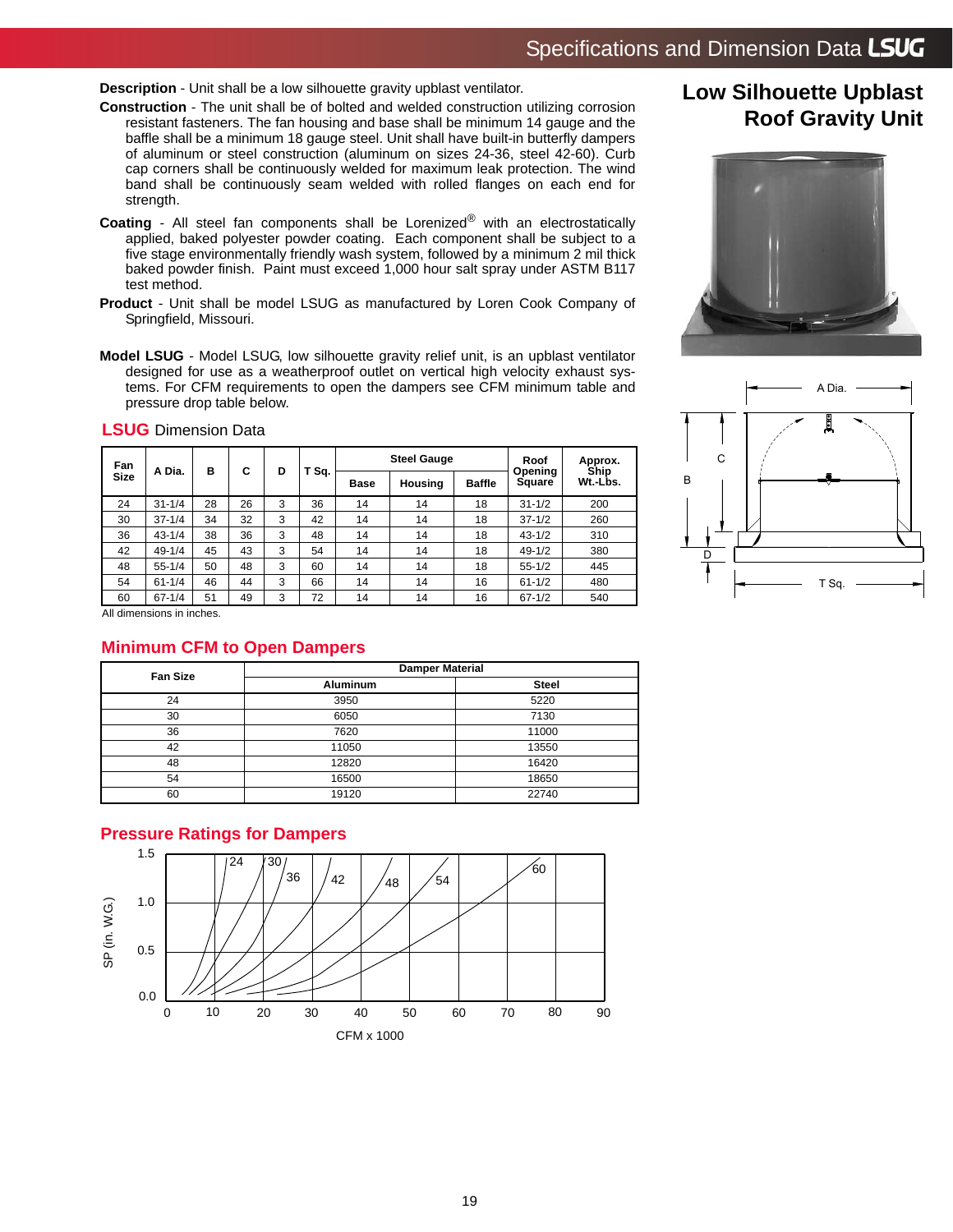## Low Silhouette Upblast Roof Gravity Unit

**Description** - Unit shall be a low silhouette gravity upblast ventilator.

**Construction** - The unit shall be of bolted and welded construction utilizing corrosion resistant fasteners. The fan housing and base shall be minimum 14 gauge and the baffle shall be a minimum 18 gauge steel. Unit shall have built-in butterfly dampers of aluminum or steel construction (aluminum on sizes 24-36, steel 42-60). Curb cap corners shall be continuously welded for maximum leak protection. The wind band shall be continuously seam welded with rolled flanges on each end for strength.

**Coating** - All steel fan components shall be Lorenized® with an electrostatically applied, baked polyester powder coating. Each component shall be subject to a five stage environmentally friendly wash system, followed by a minimum 2 mil thick baked powder finish. Paint must exceed 1,000 hour salt spray under ASTM B117 test method.

**Product** - Unit shall be model LSUG as manufactured by Loren Cook Company of Springfield, Missouri.

**Model LSUG** - Model LSUG, low silhouette gravity relief unit, is an upblast ventilator designed for use as a weatherproof outlet on vertical high velocity exhaust systems. For CFM requirements to open the dampers see CFM minimum table and pressure drop table below.

### LSUG Dimension Data

| Fan Size | A Dia. | B | C | D | T Sq. | Steel Gauge | | | Roof Opening Square | Approx. Ship Wt.-Lbs. |
|---|---|---|---|---|---|---|---|---|---|---|
| | | | | | | Base | Housing | Baffle | | |
| 24 | 31-1/4 | 28 | 26 | 3 | 36 | 14 | 14 | 18 | 31-1/2 | 200 |
| 30 | 37-1/4 | 34 | 32 | 3 | 42 | 14 | 14 | 18 | 37-1/2 | 260 |
| 36 | 43-1/4 | 38 | 36 | 3 | 48 | 14 | 14 | 18 | 43-1/2 | 310 |
| 42 | 49-1/4 | 45 | 43 | 3 | 54 | 14 | 14 | 18 | 49-1/2 | 380 |
| 48 | 55-1/4 | 50 | 48 | 3 | 60 | 14 | 14 | 18 | 55-1/2 | 445 |
| 54 | 61-1/4 | 46 | 44 | 3 | 66 | 14 | 14 | 16 | 61-1/2 | 480 |
| 60 | 67-1/4 | 51 | 49 | 3 | 72 | 14 | 14 | 16 | 67-1/2 | 540 |

All dimensions in inches.

### Minimum CFM to Open Dampers

| Fan Size | Damper Material | |
|---|---|---|
| | Aluminum | Steel |
| 24 | 3950 | 5220 |
| 30 | 6050 | 7130 |
| 36 | 7620 | 11000 |
| 42 | 11050 | 13550 |
| 48 | 12820 | 16420 |
| 54 | 16500 | 18650 |
| 60 | 19120 | 22740 |

### Pressure Ratings for Dampers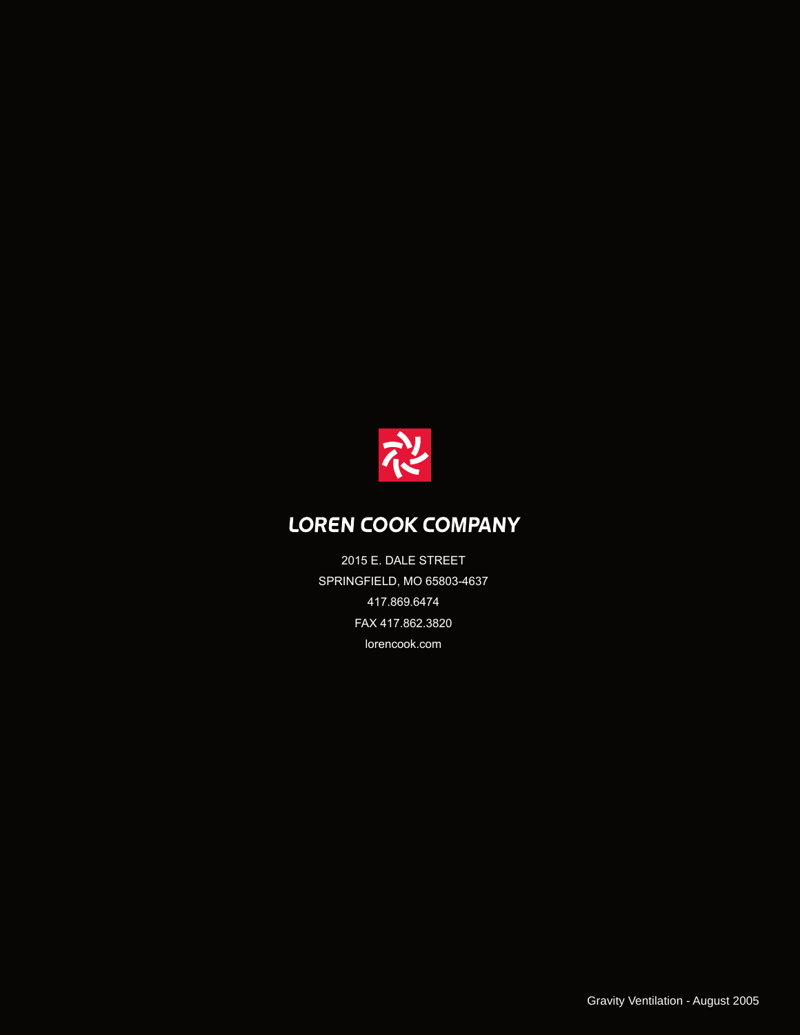# LOREN COOK COMPANY

2015 E. DALE STREET

SPRINGFIELD, MO 65803-4637

417.869.6474

FAX 417.862.3820

lorencook.com

Gravity Ventilation - August 2005